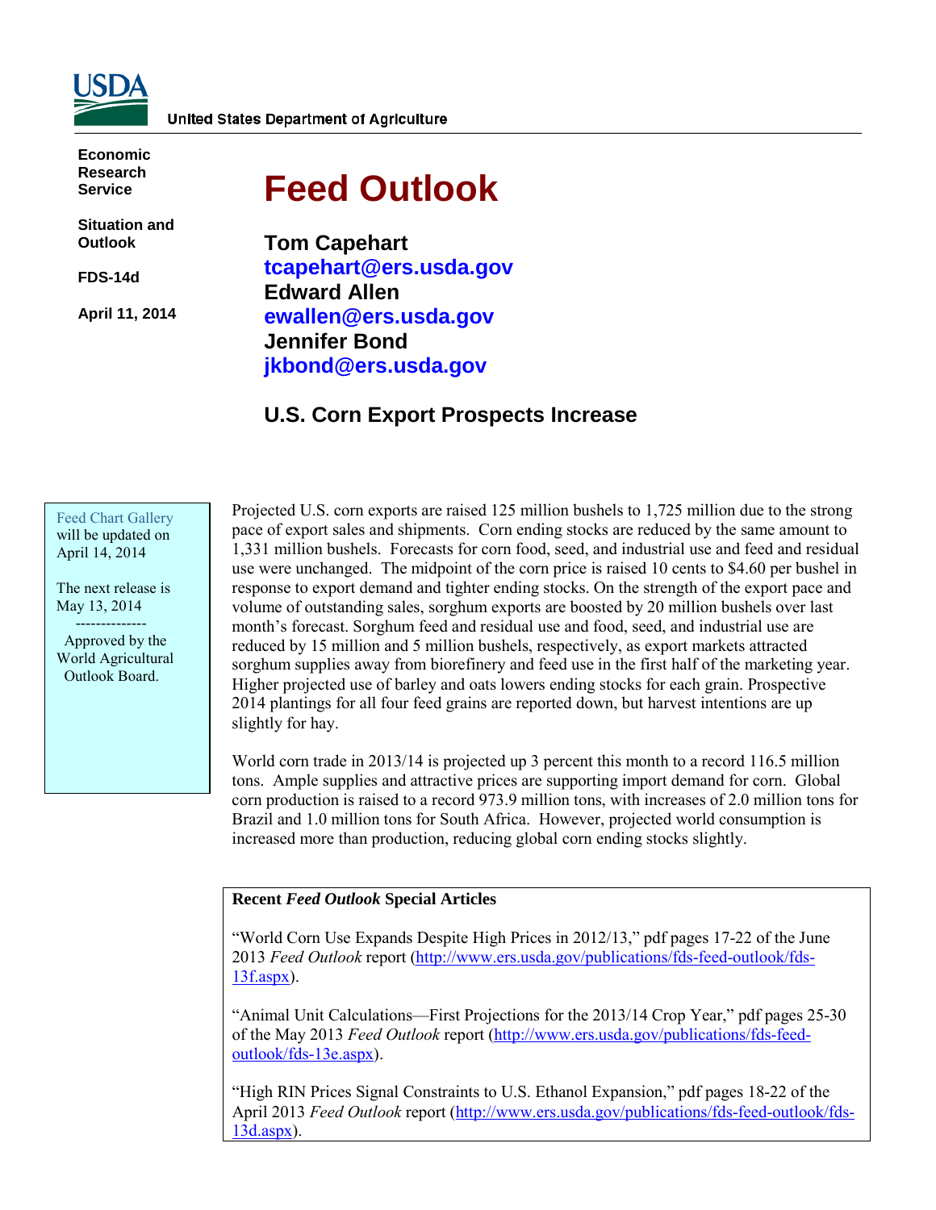United States Department of Agriculture

**Economic Research Service**

**Situation and Outlook**

**FDS-14d**

**April 11, 2014**

# Feed Outlook

**Tom Capehart**
**tcapehart@ers.usda.gov**
**Edward Allen**
**ewallen@ers.usda.gov**
**Jennifer Bond**
**jkbond@ers.usda.gov**

## U.S. Corn Export Prospects Increase

Feed Chart Gallery will be updated on April 14, 2014

The next release is May 13, 2014

--------------

Approved by the World Agricultural Outlook Board.

Projected U.S. corn exports are raised 125 million bushels to 1,725 million due to the strong pace of export sales and shipments. Corn ending stocks are reduced by the same amount to 1,331 million bushels. Forecasts for corn food, seed, and industrial use and feed and residual use were unchanged. The midpoint of the corn price is raised 10 cents to $4.60 per bushel in response to export demand and tighter ending stocks. On the strength of the export pace and volume of outstanding sales, sorghum exports are boosted by 20 million bushels over last month's forecast. Sorghum feed and residual use and food, seed, and industrial use are reduced by 15 million and 5 million bushels, respectively, as export markets attracted sorghum supplies away from biorefinery and feed use in the first half of the marketing year. Higher projected use of barley and oats lowers ending stocks for each grain. Prospective 2014 plantings for all four feed grains are reported down, but harvest intentions are up slightly for hay.

World corn trade in 2013/14 is projected up 3 percent this month to a record 116.5 million tons. Ample supplies and attractive prices are supporting import demand for corn. Global corn production is raised to a record 973.9 million tons, with increases of 2.0 million tons for Brazil and 1.0 million tons for South Africa. However, projected world consumption is increased more than production, reducing global corn ending stocks slightly.

**Recent *Feed Outlook* Special Articles**

"World Corn Use Expands Despite High Prices in 2012/13," pdf pages 17-22 of the June 2013 *Feed Outlook* report (http://www.ers.usda.gov/publications/fds-feed-outlook/fds-13f.aspx).

"Animal Unit Calculations—First Projections for the 2013/14 Crop Year," pdf pages 25-30 of the May 2013 *Feed Outlook* report (http://www.ers.usda.gov/publications/fds-feed-outlook/fds-13e.aspx).

"High RIN Prices Signal Constraints to U.S. Ethanol Expansion," pdf pages 18-22 of the April 2013 *Feed Outlook* report (http://www.ers.usda.gov/publications/fds-feed-outlook/fds-13d.aspx).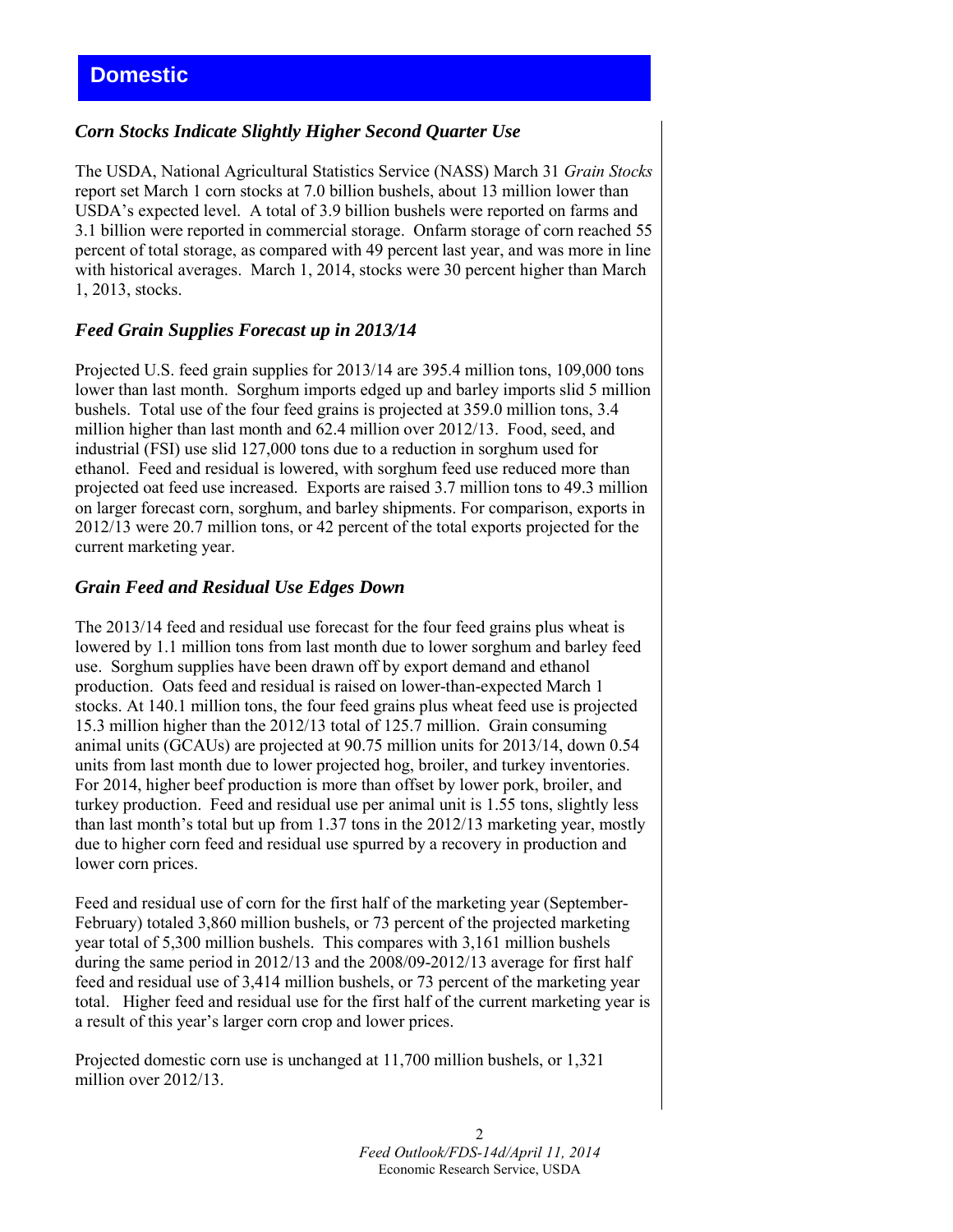## Domestic

### *Corn Stocks Indicate Slightly Higher Second Quarter Use*

The USDA, National Agricultural Statistics Service (NASS) March 31 *Grain Stocks* report set March 1 corn stocks at 7.0 billion bushels, about 13 million lower than USDA's expected level. A total of 3.9 billion bushels were reported on farms and 3.1 billion were reported in commercial storage. Onfarm storage of corn reached 55 percent of total storage, as compared with 49 percent last year, and was more in line with historical averages. March 1, 2014, stocks were 30 percent higher than March 1, 2013, stocks.

### *Feed Grain Supplies Forecast up in 2013/14*

Projected U.S. feed grain supplies for 2013/14 are 395.4 million tons, 109,000 tons lower than last month. Sorghum imports edged up and barley imports slid 5 million bushels. Total use of the four feed grains is projected at 359.0 million tons, 3.4 million higher than last month and 62.4 million over 2012/13. Food, seed, and industrial (FSI) use slid 127,000 tons due to a reduction in sorghum used for ethanol. Feed and residual is lowered, with sorghum feed use reduced more than projected oat feed use increased. Exports are raised 3.7 million tons to 49.3 million on larger forecast corn, sorghum, and barley shipments. For comparison, exports in 2012/13 were 20.7 million tons, or 42 percent of the total exports projected for the current marketing year.

### *Grain Feed and Residual Use Edges Down*

The 2013/14 feed and residual use forecast for the four feed grains plus wheat is lowered by 1.1 million tons from last month due to lower sorghum and barley feed use. Sorghum supplies have been drawn off by export demand and ethanol production. Oats feed and residual is raised on lower-than-expected March 1 stocks. At 140.1 million tons, the four feed grains plus wheat feed use is projected 15.3 million higher than the 2012/13 total of 125.7 million. Grain consuming animal units (GCAUs) are projected at 90.75 million units for 2013/14, down 0.54 units from last month due to lower projected hog, broiler, and turkey inventories. For 2014, higher beef production is more than offset by lower pork, broiler, and turkey production. Feed and residual use per animal unit is 1.55 tons, slightly less than last month's total but up from 1.37 tons in the 2012/13 marketing year, mostly due to higher corn feed and residual use spurred by a recovery in production and lower corn prices.

Feed and residual use of corn for the first half of the marketing year (September-February) totaled 3,860 million bushels, or 73 percent of the projected marketing year total of 5,300 million bushels. This compares with 3,161 million bushels during the same period in 2012/13 and the 2008/09-2012/13 average for first half feed and residual use of 3,414 million bushels, or 73 percent of the marketing year total. Higher feed and residual use for the first half of the current marketing year is a result of this year's larger corn crop and lower prices.

Projected domestic corn use is unchanged at 11,700 million bushels, or 1,321 million over 2012/13.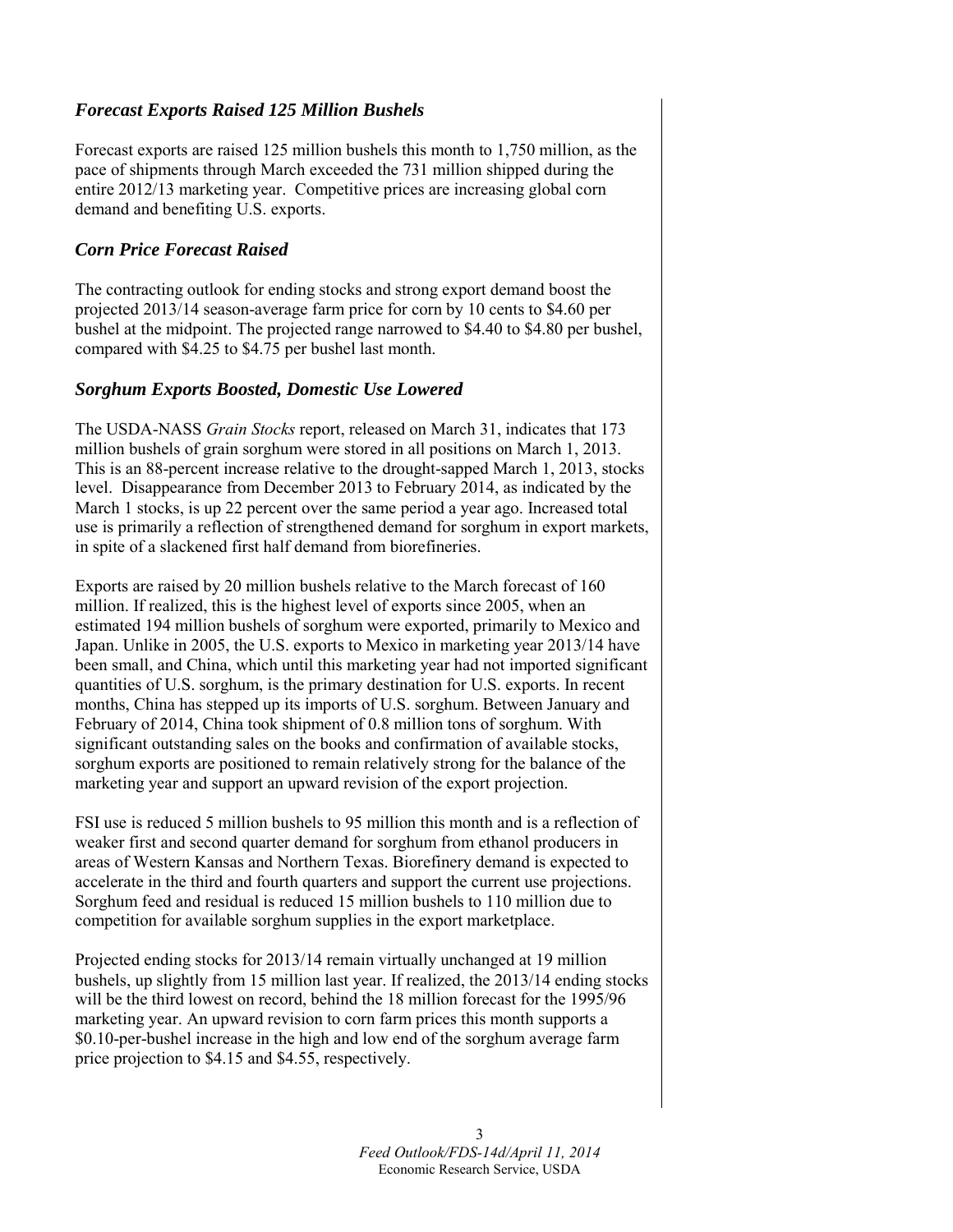### *Forecast Exports Raised 125 Million Bushels*

Forecast exports are raised 125 million bushels this month to 1,750 million, as the pace of shipments through March exceeded the 731 million shipped during the entire 2012/13 marketing year. Competitive prices are increasing global corn demand and benefiting U.S. exports.

### *Corn Price Forecast Raised*

The contracting outlook for ending stocks and strong export demand boost the projected 2013/14 season-average farm price for corn by 10 cents to $4.60 per bushel at the midpoint. The projected range narrowed to $4.40 to $4.80 per bushel, compared with $4.25 to $4.75 per bushel last month.

### *Sorghum Exports Boosted, Domestic Use Lowered*

The USDA-NASS *Grain Stocks* report, released on March 31, indicates that 173 million bushels of grain sorghum were stored in all positions on March 1, 2013. This is an 88-percent increase relative to the drought-sapped March 1, 2013, stocks level. Disappearance from December 2013 to February 2014, as indicated by the March 1 stocks, is up 22 percent over the same period a year ago. Increased total use is primarily a reflection of strengthened demand for sorghum in export markets, in spite of a slackened first half demand from biorefineries.

Exports are raised by 20 million bushels relative to the March forecast of 160 million. If realized, this is the highest level of exports since 2005, when an estimated 194 million bushels of sorghum were exported, primarily to Mexico and Japan. Unlike in 2005, the U.S. exports to Mexico in marketing year 2013/14 have been small, and China, which until this marketing year had not imported significant quantities of U.S. sorghum, is the primary destination for U.S. exports. In recent months, China has stepped up its imports of U.S. sorghum. Between January and February of 2014, China took shipment of 0.8 million tons of sorghum. With significant outstanding sales on the books and confirmation of available stocks, sorghum exports are positioned to remain relatively strong for the balance of the marketing year and support an upward revision of the export projection.

FSI use is reduced 5 million bushels to 95 million this month and is a reflection of weaker first and second quarter demand for sorghum from ethanol producers in areas of Western Kansas and Northern Texas. Biorefinery demand is expected to accelerate in the third and fourth quarters and support the current use projections. Sorghum feed and residual is reduced 15 million bushels to 110 million due to competition for available sorghum supplies in the export marketplace.

Projected ending stocks for 2013/14 remain virtually unchanged at 19 million bushels, up slightly from 15 million last year. If realized, the 2013/14 ending stocks will be the third lowest on record, behind the 18 million forecast for the 1995/96 marketing year. An upward revision to corn farm prices this month supports a $0.10-per-bushel increase in the high and low end of the sorghum average farm price projection to $4.15 and $4.55, respectively.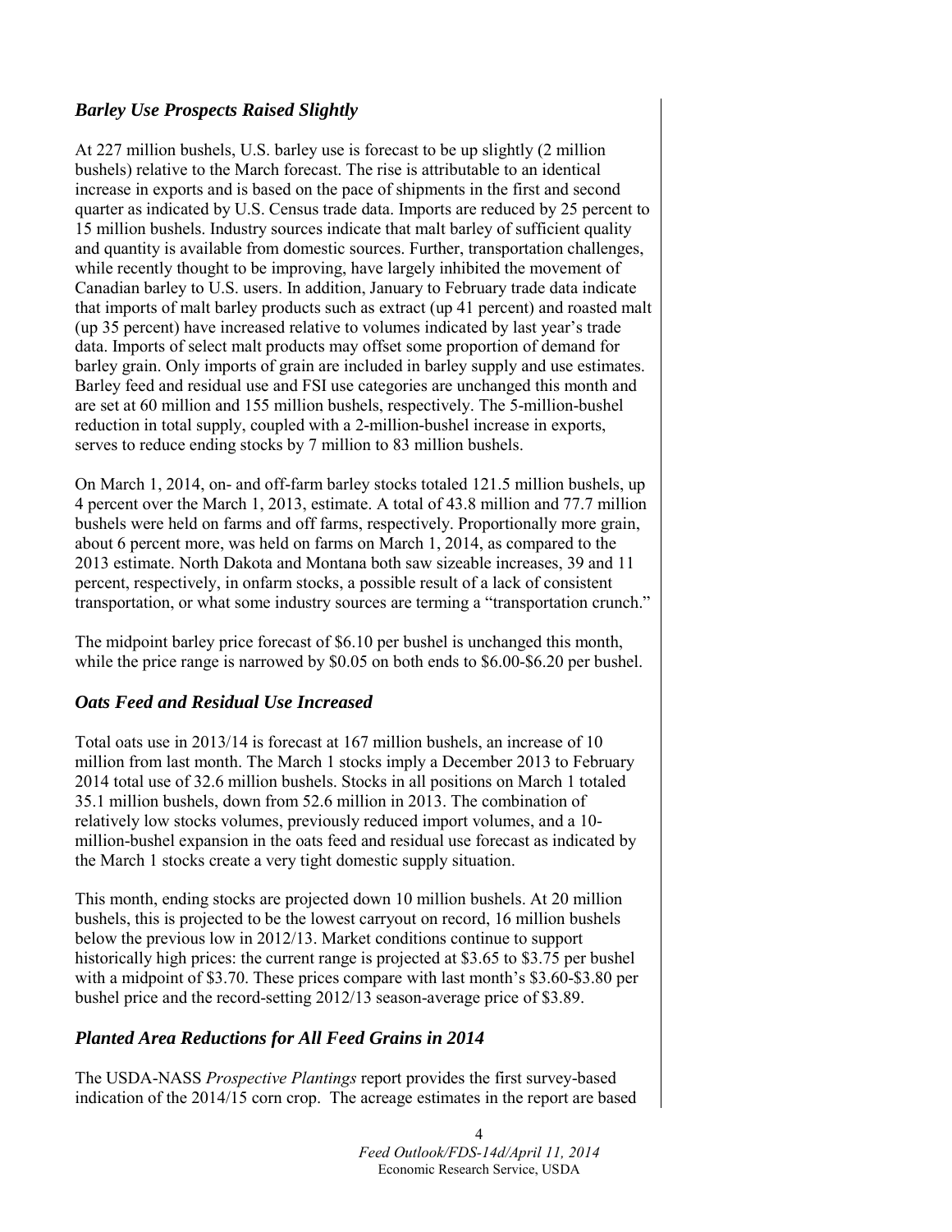## *Barley Use Prospects Raised Slightly*

At 227 million bushels, U.S. barley use is forecast to be up slightly (2 million bushels) relative to the March forecast. The rise is attributable to an identical increase in exports and is based on the pace of shipments in the first and second quarter as indicated by U.S. Census trade data. Imports are reduced by 25 percent to 15 million bushels. Industry sources indicate that malt barley of sufficient quality and quantity is available from domestic sources. Further, transportation challenges, while recently thought to be improving, have largely inhibited the movement of Canadian barley to U.S. users. In addition, January to February trade data indicate that imports of malt barley products such as extract (up 41 percent) and roasted malt (up 35 percent) have increased relative to volumes indicated by last year's trade data. Imports of select malt products may offset some proportion of demand for barley grain. Only imports of grain are included in barley supply and use estimates. Barley feed and residual use and FSI use categories are unchanged this month and are set at 60 million and 155 million bushels, respectively. The 5-million-bushel reduction in total supply, coupled with a 2-million-bushel increase in exports, serves to reduce ending stocks by 7 million to 83 million bushels.

On March 1, 2014, on- and off-farm barley stocks totaled 121.5 million bushels, up 4 percent over the March 1, 2013, estimate. A total of 43.8 million and 77.7 million bushels were held on farms and off farms, respectively. Proportionally more grain, about 6 percent more, was held on farms on March 1, 2014, as compared to the 2013 estimate. North Dakota and Montana both saw sizeable increases, 39 and 11 percent, respectively, in onfarm stocks, a possible result of a lack of consistent transportation, or what some industry sources are terming a "transportation crunch."

The midpoint barley price forecast of $6.10 per bushel is unchanged this month, while the price range is narrowed by $0.05 on both ends to $6.00-$6.20 per bushel.

## *Oats Feed and Residual Use Increased*

Total oats use in 2013/14 is forecast at 167 million bushels, an increase of 10 million from last month. The March 1 stocks imply a December 2013 to February 2014 total use of 32.6 million bushels. Stocks in all positions on March 1 totaled 35.1 million bushels, down from 52.6 million in 2013. The combination of relatively low stocks volumes, previously reduced import volumes, and a 10-million-bushel expansion in the oats feed and residual use forecast as indicated by the March 1 stocks create a very tight domestic supply situation.

This month, ending stocks are projected down 10 million bushels. At 20 million bushels, this is projected to be the lowest carryout on record, 16 million bushels below the previous low in 2012/13. Market conditions continue to support historically high prices: the current range is projected at $3.65 to $3.75 per bushel with a midpoint of $3.70. These prices compare with last month's $3.60-$3.80 per bushel price and the record-setting 2012/13 season-average price of $3.89.

## *Planted Area Reductions for All Feed Grains in 2014*

The USDA-NASS *Prospective Plantings* report provides the first survey-based indication of the 2014/15 corn crop. The acreage estimates in the report are based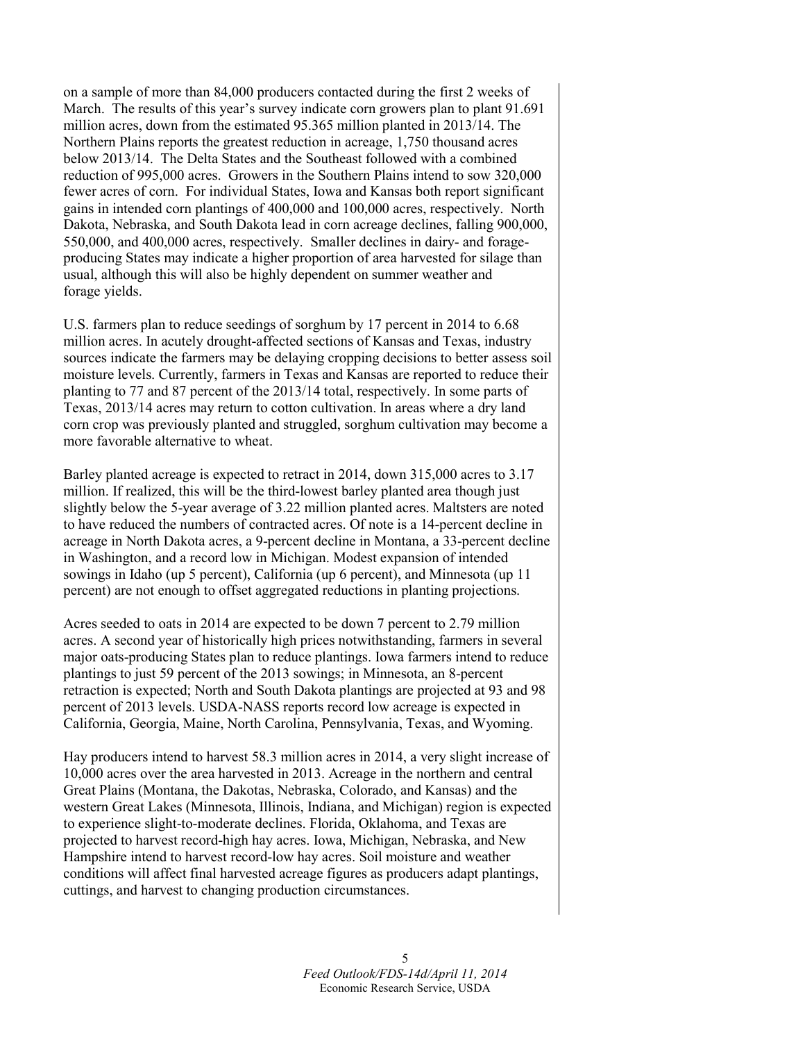on a sample of more than 84,000 producers contacted during the first 2 weeks of March. The results of this year's survey indicate corn growers plan to plant 91.691 million acres, down from the estimated 95.365 million planted in 2013/14. The Northern Plains reports the greatest reduction in acreage, 1,750 thousand acres below 2013/14. The Delta States and the Southeast followed with a combined reduction of 995,000 acres. Growers in the Southern Plains intend to sow 320,000 fewer acres of corn. For individual States, Iowa and Kansas both report significant gains in intended corn plantings of 400,000 and 100,000 acres, respectively. North Dakota, Nebraska, and South Dakota lead in corn acreage declines, falling 900,000, 550,000, and 400,000 acres, respectively. Smaller declines in dairy- and forage-producing States may indicate a higher proportion of area harvested for silage than usual, although this will also be highly dependent on summer weather and forage yields.

U.S. farmers plan to reduce seedings of sorghum by 17 percent in 2014 to 6.68 million acres. In acutely drought-affected sections of Kansas and Texas, industry sources indicate the farmers may be delaying cropping decisions to better assess soil moisture levels. Currently, farmers in Texas and Kansas are reported to reduce their planting to 77 and 87 percent of the 2013/14 total, respectively. In some parts of Texas, 2013/14 acres may return to cotton cultivation. In areas where a dry land corn crop was previously planted and struggled, sorghum cultivation may become a more favorable alternative to wheat.

Barley planted acreage is expected to retract in 2014, down 315,000 acres to 3.17 million. If realized, this will be the third-lowest barley planted area though just slightly below the 5-year average of 3.22 million planted acres. Maltsters are noted to have reduced the numbers of contracted acres. Of note is a 14-percent decline in acreage in North Dakota acres, a 9-percent decline in Montana, a 33-percent decline in Washington, and a record low in Michigan. Modest expansion of intended sowings in Idaho (up 5 percent), California (up 6 percent), and Minnesota (up 11 percent) are not enough to offset aggregated reductions in planting projections.

Acres seeded to oats in 2014 are expected to be down 7 percent to 2.79 million acres. A second year of historically high prices notwithstanding, farmers in several major oats-producing States plan to reduce plantings. Iowa farmers intend to reduce plantings to just 59 percent of the 2013 sowings; in Minnesota, an 8-percent retraction is expected; North and South Dakota plantings are projected at 93 and 98 percent of 2013 levels. USDA-NASS reports record low acreage is expected in California, Georgia, Maine, North Carolina, Pennsylvania, Texas, and Wyoming.

Hay producers intend to harvest 58.3 million acres in 2014, a very slight increase of 10,000 acres over the area harvested in 2013. Acreage in the northern and central Great Plains (Montana, the Dakotas, Nebraska, Colorado, and Kansas) and the western Great Lakes (Minnesota, Illinois, Indiana, and Michigan) region is expected to experience slight-to-moderate declines. Florida, Oklahoma, and Texas are projected to harvest record-high hay acres. Iowa, Michigan, Nebraska, and New Hampshire intend to harvest record-low hay acres. Soil moisture and weather conditions will affect final harvested acreage figures as producers adapt plantings, cuttings, and harvest to changing production circumstances.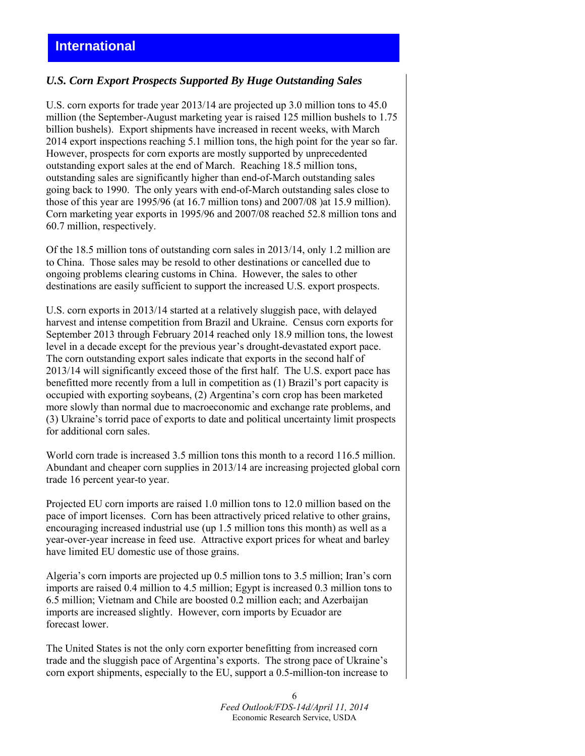# International

### *U.S. Corn Export Prospects Supported By Huge Outstanding Sales*

U.S. corn exports for trade year 2013/14 are projected up 3.0 million tons to 45.0 million (the September-August marketing year is raised 125 million bushels to 1.75 billion bushels). Export shipments have increased in recent weeks, with March 2014 export inspections reaching 5.1 million tons, the high point for the year so far. However, prospects for corn exports are mostly supported by unprecedented outstanding export sales at the end of March. Reaching 18.5 million tons, outstanding sales are significantly higher than end-of-March outstanding sales going back to 1990. The only years with end-of-March outstanding sales close to those of this year are 1995/96 (at 16.7 million tons) and 2007/08 )at 15.9 million). Corn marketing year exports in 1995/96 and 2007/08 reached 52.8 million tons and 60.7 million, respectively.

Of the 18.5 million tons of outstanding corn sales in 2013/14, only 1.2 million are to China. Those sales may be resold to other destinations or cancelled due to ongoing problems clearing customs in China. However, the sales to other destinations are easily sufficient to support the increased U.S. export prospects.

U.S. corn exports in 2013/14 started at a relatively sluggish pace, with delayed harvest and intense competition from Brazil and Ukraine. Census corn exports for September 2013 through February 2014 reached only 18.9 million tons, the lowest level in a decade except for the previous year's drought-devastated export pace. The corn outstanding export sales indicate that exports in the second half of 2013/14 will significantly exceed those of the first half. The U.S. export pace has benefitted more recently from a lull in competition as (1) Brazil's port capacity is occupied with exporting soybeans, (2) Argentina's corn crop has been marketed more slowly than normal due to macroeconomic and exchange rate problems, and (3) Ukraine's torrid pace of exports to date and political uncertainty limit prospects for additional corn sales.

World corn trade is increased 3.5 million tons this month to a record 116.5 million. Abundant and cheaper corn supplies in 2013/14 are increasing projected global corn trade 16 percent year-to year.

Projected EU corn imports are raised 1.0 million tons to 12.0 million based on the pace of import licenses. Corn has been attractively priced relative to other grains, encouraging increased industrial use (up 1.5 million tons this month) as well as a year-over-year increase in feed use. Attractive export prices for wheat and barley have limited EU domestic use of those grains.

Algeria's corn imports are projected up 0.5 million tons to 3.5 million; Iran's corn imports are raised 0.4 million to 4.5 million; Egypt is increased 0.3 million tons to 6.5 million; Vietnam and Chile are boosted 0.2 million each; and Azerbaijan imports are increased slightly. However, corn imports by Ecuador are forecast lower.

The United States is not the only corn exporter benefitting from increased corn trade and the sluggish pace of Argentina's exports. The strong pace of Ukraine's corn export shipments, especially to the EU, support a 0.5-million-ton increase to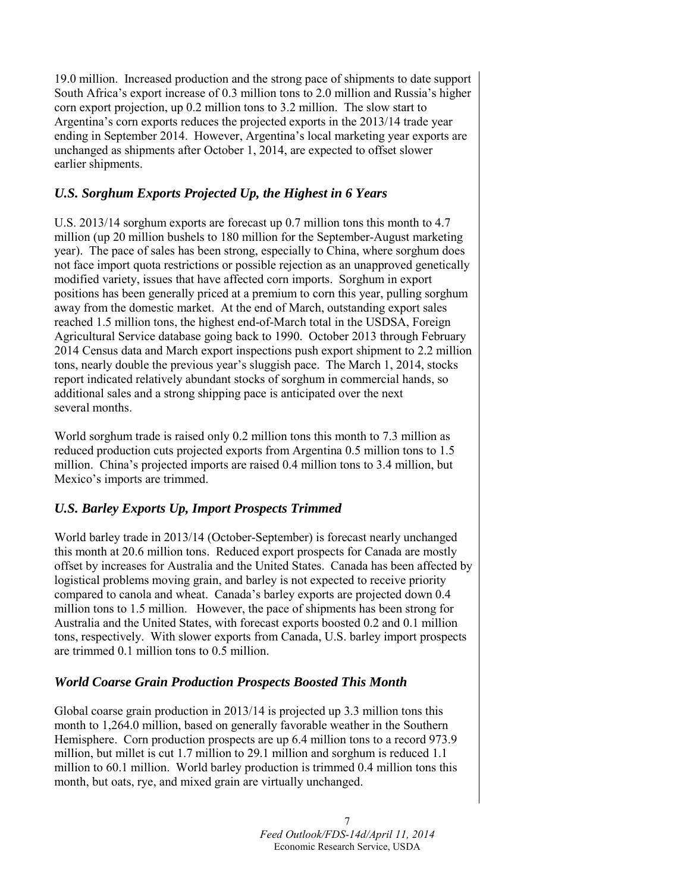19.0 million. Increased production and the strong pace of shipments to date support South Africa's export increase of 0.3 million tons to 2.0 million and Russia's higher corn export projection, up 0.2 million tons to 3.2 million. The slow start to Argentina's corn exports reduces the projected exports in the 2013/14 trade year ending in September 2014. However, Argentina's local marketing year exports are unchanged as shipments after October 1, 2014, are expected to offset slower earlier shipments.

### *U.S. Sorghum Exports Projected Up, the Highest in 6 Years*

U.S. 2013/14 sorghum exports are forecast up 0.7 million tons this month to 4.7 million (up 20 million bushels to 180 million for the September-August marketing year). The pace of sales has been strong, especially to China, where sorghum does not face import quota restrictions or possible rejection as an unapproved genetically modified variety, issues that have affected corn imports. Sorghum in export positions has been generally priced at a premium to corn this year, pulling sorghum away from the domestic market. At the end of March, outstanding export sales reached 1.5 million tons, the highest end-of-March total in the USDSA, Foreign Agricultural Service database going back to 1990. October 2013 through February 2014 Census data and March export inspections push export shipment to 2.2 million tons, nearly double the previous year's sluggish pace. The March 1, 2014, stocks report indicated relatively abundant stocks of sorghum in commercial hands, so additional sales and a strong shipping pace is anticipated over the next several months.

World sorghum trade is raised only 0.2 million tons this month to 7.3 million as reduced production cuts projected exports from Argentina 0.5 million tons to 1.5 million. China's projected imports are raised 0.4 million tons to 3.4 million, but Mexico's imports are trimmed.

### *U.S. Barley Exports Up, Import Prospects Trimmed*

World barley trade in 2013/14 (October-September) is forecast nearly unchanged this month at 20.6 million tons. Reduced export prospects for Canada are mostly offset by increases for Australia and the United States. Canada has been affected by logistical problems moving grain, and barley is not expected to receive priority compared to canola and wheat. Canada's barley exports are projected down 0.4 million tons to 1.5 million. However, the pace of shipments has been strong for Australia and the United States, with forecast exports boosted 0.2 and 0.1 million tons, respectively. With slower exports from Canada, U.S. barley import prospects are trimmed 0.1 million tons to 0.5 million.

### *World Coarse Grain Production Prospects Boosted This Month*

Global coarse grain production in 2013/14 is projected up 3.3 million tons this month to 1,264.0 million, based on generally favorable weather in the Southern Hemisphere. Corn production prospects are up 6.4 million tons to a record 973.9 million, but millet is cut 1.7 million to 29.1 million and sorghum is reduced 1.1 million to 60.1 million. World barley production is trimmed 0.4 million tons this month, but oats, rye, and mixed grain are virtually unchanged.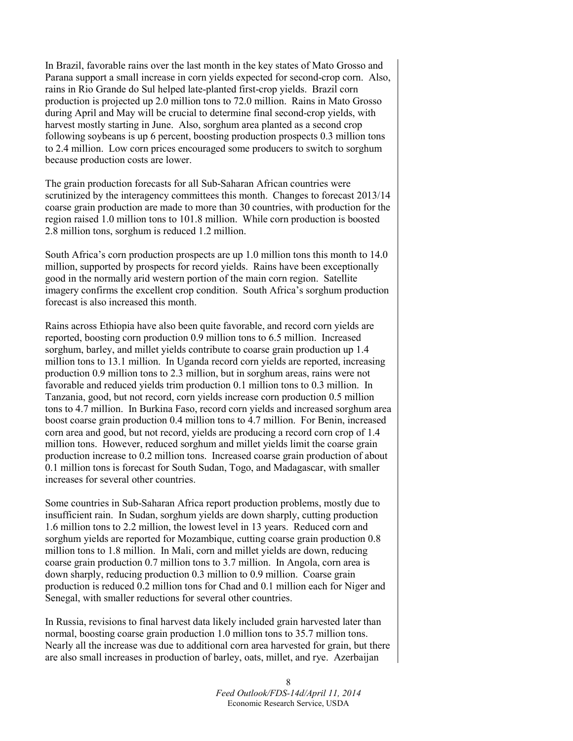In Brazil, favorable rains over the last month in the key states of Mato Grosso and Parana support a small increase in corn yields expected for second-crop corn. Also, rains in Rio Grande do Sul helped late-planted first-crop yields. Brazil corn production is projected up 2.0 million tons to 72.0 million. Rains in Mato Grosso during April and May will be crucial to determine final second-crop yields, with harvest mostly starting in June. Also, sorghum area planted as a second crop following soybeans is up 6 percent, boosting production prospects 0.3 million tons to 2.4 million. Low corn prices encouraged some producers to switch to sorghum because production costs are lower.

The grain production forecasts for all Sub-Saharan African countries were scrutinized by the interagency committees this month. Changes to forecast 2013/14 coarse grain production are made to more than 30 countries, with production for the region raised 1.0 million tons to 101.8 million. While corn production is boosted 2.8 million tons, sorghum is reduced 1.2 million.

South Africa's corn production prospects are up 1.0 million tons this month to 14.0 million, supported by prospects for record yields. Rains have been exceptionally good in the normally arid western portion of the main corn region. Satellite imagery confirms the excellent crop condition. South Africa's sorghum production forecast is also increased this month.

Rains across Ethiopia have also been quite favorable, and record corn yields are reported, boosting corn production 0.9 million tons to 6.5 million. Increased sorghum, barley, and millet yields contribute to coarse grain production up 1.4 million tons to 13.1 million. In Uganda record corn yields are reported, increasing production 0.9 million tons to 2.3 million, but in sorghum areas, rains were not favorable and reduced yields trim production 0.1 million tons to 0.3 million. In Tanzania, good, but not record, corn yields increase corn production 0.5 million tons to 4.7 million. In Burkina Faso, record corn yields and increased sorghum area boost coarse grain production 0.4 million tons to 4.7 million. For Benin, increased corn area and good, but not record, yields are producing a record corn crop of 1.4 million tons. However, reduced sorghum and millet yields limit the coarse grain production increase to 0.2 million tons. Increased coarse grain production of about 0.1 million tons is forecast for South Sudan, Togo, and Madagascar, with smaller increases for several other countries.

Some countries in Sub-Saharan Africa report production problems, mostly due to insufficient rain. In Sudan, sorghum yields are down sharply, cutting production 1.6 million tons to 2.2 million, the lowest level in 13 years. Reduced corn and sorghum yields are reported for Mozambique, cutting coarse grain production 0.8 million tons to 1.8 million. In Mali, corn and millet yields are down, reducing coarse grain production 0.7 million tons to 3.7 million. In Angola, corn area is down sharply, reducing production 0.3 million to 0.9 million. Coarse grain production is reduced 0.2 million tons for Chad and 0.1 million each for Niger and Senegal, with smaller reductions for several other countries.

In Russia, revisions to final harvest data likely included grain harvested later than normal, boosting coarse grain production 1.0 million tons to 35.7 million tons. Nearly all the increase was due to additional corn area harvested for grain, but there are also small increases in production of barley, oats, millet, and rye. Azerbaijan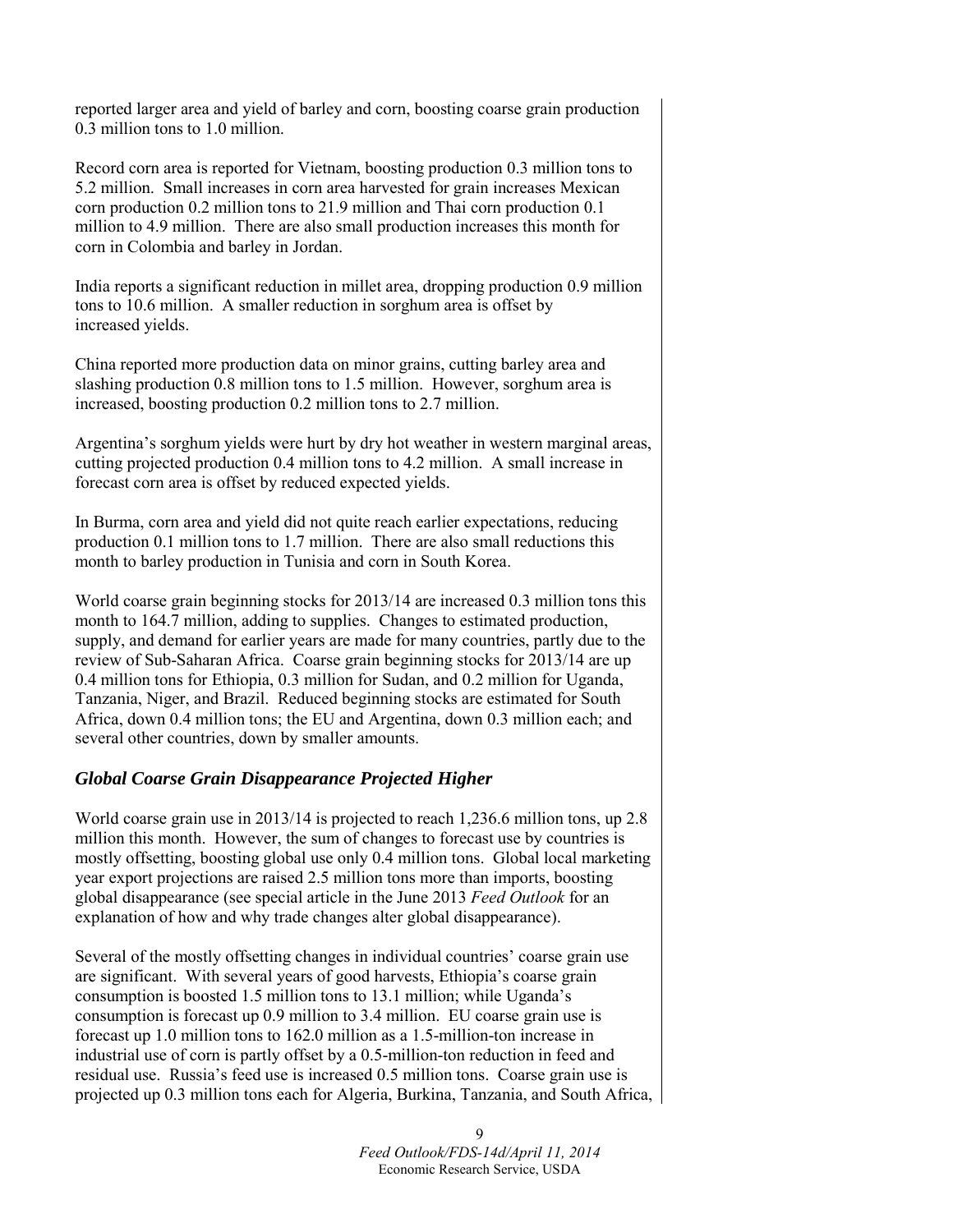reported larger area and yield of barley and corn, boosting coarse grain production 0.3 million tons to 1.0 million.

Record corn area is reported for Vietnam, boosting production 0.3 million tons to 5.2 million. Small increases in corn area harvested for grain increases Mexican corn production 0.2 million tons to 21.9 million and Thai corn production 0.1 million to 4.9 million. There are also small production increases this month for corn in Colombia and barley in Jordan.

India reports a significant reduction in millet area, dropping production 0.9 million tons to 10.6 million. A smaller reduction in sorghum area is offset by increased yields.

China reported more production data on minor grains, cutting barley area and slashing production 0.8 million tons to 1.5 million. However, sorghum area is increased, boosting production 0.2 million tons to 2.7 million.

Argentina's sorghum yields were hurt by dry hot weather in western marginal areas, cutting projected production 0.4 million tons to 4.2 million. A small increase in forecast corn area is offset by reduced expected yields.

In Burma, corn area and yield did not quite reach earlier expectations, reducing production 0.1 million tons to 1.7 million. There are also small reductions this month to barley production in Tunisia and corn in South Korea.

World coarse grain beginning stocks for 2013/14 are increased 0.3 million tons this month to 164.7 million, adding to supplies. Changes to estimated production, supply, and demand for earlier years are made for many countries, partly due to the review of Sub-Saharan Africa. Coarse grain beginning stocks for 2013/14 are up 0.4 million tons for Ethiopia, 0.3 million for Sudan, and 0.2 million for Uganda, Tanzania, Niger, and Brazil. Reduced beginning stocks are estimated for South Africa, down 0.4 million tons; the EU and Argentina, down 0.3 million each; and several other countries, down by smaller amounts.

### *Global Coarse Grain Disappearance Projected Higher*

World coarse grain use in 2013/14 is projected to reach 1,236.6 million tons, up 2.8 million this month. However, the sum of changes to forecast use by countries is mostly offsetting, boosting global use only 0.4 million tons. Global local marketing year export projections are raised 2.5 million tons more than imports, boosting global disappearance (see special article in the June 2013 *Feed Outlook* for an explanation of how and why trade changes alter global disappearance).

Several of the mostly offsetting changes in individual countries' coarse grain use are significant. With several years of good harvests, Ethiopia's coarse grain consumption is boosted 1.5 million tons to 13.1 million; while Uganda's consumption is forecast up 0.9 million to 3.4 million. EU coarse grain use is forecast up 1.0 million tons to 162.0 million as a 1.5-million-ton increase in industrial use of corn is partly offset by a 0.5-million-ton reduction in feed and residual use. Russia's feed use is increased 0.5 million tons. Coarse grain use is projected up 0.3 million tons each for Algeria, Burkina, Tanzania, and South Africa,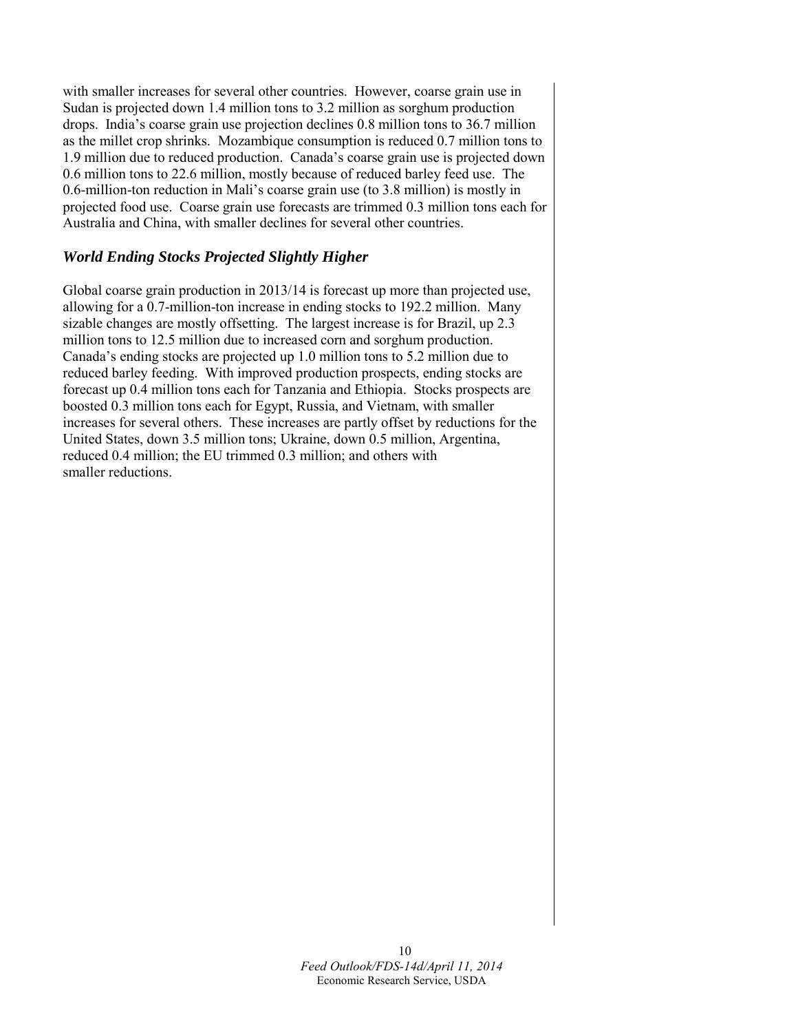with smaller increases for several other countries. However, coarse grain use in Sudan is projected down 1.4 million tons to 3.2 million as sorghum production drops. India's coarse grain use projection declines 0.8 million tons to 36.7 million as the millet crop shrinks. Mozambique consumption is reduced 0.7 million tons to 1.9 million due to reduced production. Canada's coarse grain use is projected down 0.6 million tons to 22.6 million, mostly because of reduced barley feed use. The 0.6-million-ton reduction in Mali's coarse grain use (to 3.8 million) is mostly in projected food use. Coarse grain use forecasts are trimmed 0.3 million tons each for Australia and China, with smaller declines for several other countries.

### ***World Ending Stocks Projected Slightly Higher***

Global coarse grain production in 2013/14 is forecast up more than projected use, allowing for a 0.7-million-ton increase in ending stocks to 192.2 million. Many sizable changes are mostly offsetting. The largest increase is for Brazil, up 2.3 million tons to 12.5 million due to increased corn and sorghum production. Canada's ending stocks are projected up 1.0 million tons to 5.2 million due to reduced barley feeding. With improved production prospects, ending stocks are forecast up 0.4 million tons each for Tanzania and Ethiopia. Stocks prospects are boosted 0.3 million tons each for Egypt, Russia, and Vietnam, with smaller increases for several others. These increases are partly offset by reductions for the United States, down 3.5 million tons; Ukraine, down 0.5 million, Argentina, reduced 0.4 million; the EU trimmed 0.3 million; and others with smaller reductions.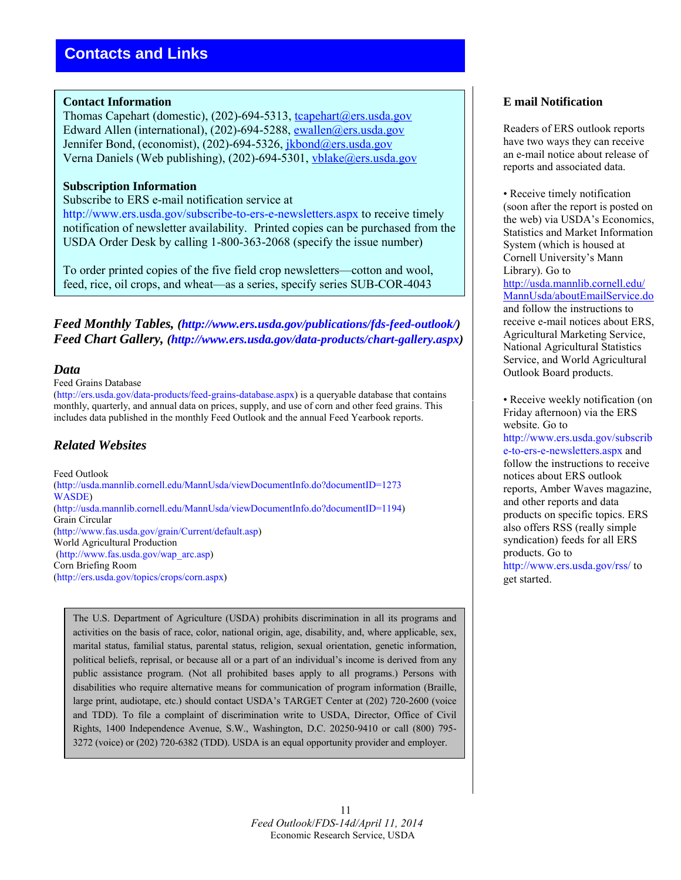# Contacts and Links

**Contact Information**
Thomas Capehart (domestic), (202)-694-5313, tcapehart@ers.usda.gov
Edward Allen (international), (202)-694-5288, ewallen@ers.usda.gov
Jennifer Bond, (economist), (202)-694-5326, jkbond@ers.usda.gov
Verna Daniels (Web publishing), (202)-694-5301, vblake@ers.usda.gov

**Subscription Information**
Subscribe to ERS e-mail notification service at http://www.ers.usda.gov/subscribe-to-ers-e-newsletters.aspx to receive timely notification of newsletter availability. Printed copies can be purchased from the USDA Order Desk by calling 1-800-363-2068 (specify the issue number)

To order printed copies of the five field crop newsletters—cotton and wool, feed, rice, oil crops, and wheat—as a series, specify series SUB-COR-4043

***Feed Monthly Tables, (http://www.ers.usda.gov/publications/fds-feed-outlook/)***
***Feed Chart Gallery, (http://www.ers.usda.gov/data-products/chart-gallery.aspx)***

## *Data*

Feed Grains Database
(http://ers.usda.gov/data-products/feed-grains-database.aspx) is a queryable database that contains monthly, quarterly, and annual data on prices, supply, and use of corn and other feed grains. This includes data published in the monthly Feed Outlook and the annual Feed Yearbook reports.

## *Related Websites*

Feed Outlook
(http://usda.mannlib.cornell.edu/MannUsda/viewDocumentInfo.do?documentID=1273
WASDE)
(http://usda.mannlib.cornell.edu/MannUsda/viewDocumentInfo.do?documentID=1194)
Grain Circular
(http://www.fas.usda.gov/grain/Current/default.asp)
World Agricultural Production
(http://www.fas.usda.gov/wap_arc.asp)
Corn Briefing Room
(http://ers.usda.gov/topics/crops/corn.aspx)

The U.S. Department of Agriculture (USDA) prohibits discrimination in all its programs and activities on the basis of race, color, national origin, age, disability, and, where applicable, sex, marital status, familial status, parental status, religion, sexual orientation, genetic information, political beliefs, reprisal, or because all or a part of an individual's income is derived from any public assistance program. (Not all prohibited bases apply to all programs.) Persons with disabilities who require alternative means for communication of program information (Braille, large print, audiotape, etc.) should contact USDA's TARGET Center at (202) 720-2600 (voice and TDD). To file a complaint of discrimination write to USDA, Director, Office of Civil Rights, 1400 Independence Avenue, S.W., Washington, D.C. 20250-9410 or call (800) 795-3272 (voice) or (202) 720-6382 (TDD). USDA is an equal opportunity provider and employer.

**E mail Notification**

Readers of ERS outlook reports have two ways they can receive an e-mail notice about release of reports and associated data.

• Receive timely notification (soon after the report is posted on the web) via USDA's Economics, Statistics and Market Information System (which is housed at Cornell University's Mann Library). Go to http://usda.mannlib.cornell.edu/MannUsda/aboutEmailService.do and follow the instructions to receive e-mail notices about ERS, Agricultural Marketing Service, National Agricultural Statistics Service, and World Agricultural Outlook Board products.

• Receive weekly notification (on Friday afternoon) via the ERS website. Go to http://www.ers.usda.gov/subscribe-to-ers-e-newsletters.aspx and follow the instructions to receive notices about ERS outlook reports, Amber Waves magazine, and other reports and data products on specific topics. ERS also offers RSS (really simple syndication) feeds for all ERS products. Go to http://www.ers.usda.gov/rss/ to get started.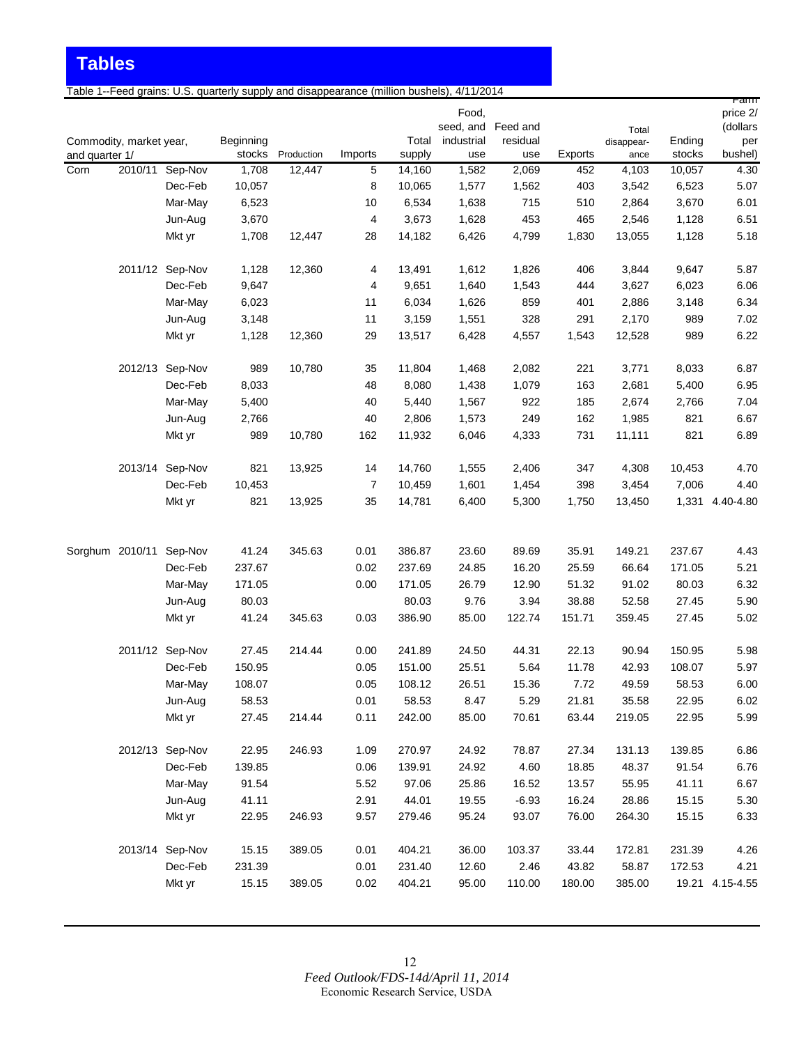## Tables

Table 1--Feed grains: U.S. quarterly supply and disappearance (million bushels), 4/11/2014

| Commodity, market year, and quarter 1/ | | | Beginning stocks | Production | Imports | Total supply | Food, seed, and industrial use | Feed and residual use | Exports | Total disappear-ance | Ending stocks | Farm price 2/ (dollars per bushel) |
|---|---|---|---|---|---|---|---|---|---|---|---|---|
| Corn | 2010/11 | Sep-Nov | 1,708 | 12,447 | 5 | 14,160 | 1,582 | 2,069 | 452 | 4,103 | 10,057 | 4.30 |
| | | Dec-Feb | 10,057 | | 8 | 10,065 | 1,577 | 1,562 | 403 | 3,542 | 6,523 | 5.07 |
| | | Mar-May | 6,523 | | 10 | 6,534 | 1,638 | 715 | 510 | 2,864 | 3,670 | 6.01 |
| | | Jun-Aug | 3,670 | | 4 | 3,673 | 1,628 | 453 | 465 | 2,546 | 1,128 | 6.51 |
| | | Mkt yr | 1,708 | 12,447 | 28 | 14,182 | 6,426 | 4,799 | 1,830 | 13,055 | 1,128 | 5.18 |
| | 2011/12 | Sep-Nov | 1,128 | 12,360 | 4 | 13,491 | 1,612 | 1,826 | 406 | 3,844 | 9,647 | 5.87 |
| | | Dec-Feb | 9,647 | | 4 | 9,651 | 1,640 | 1,543 | 444 | 3,627 | 6,023 | 6.06 |
| | | Mar-May | 6,023 | | 11 | 6,034 | 1,626 | 859 | 401 | 2,886 | 3,148 | 6.34 |
| | | Jun-Aug | 3,148 | | 11 | 3,159 | 1,551 | 328 | 291 | 2,170 | 989 | 7.02 |
| | | Mkt yr | 1,128 | 12,360 | 29 | 13,517 | 6,428 | 4,557 | 1,543 | 12,528 | 989 | 6.22 |
| | 2012/13 | Sep-Nov | 989 | 10,780 | 35 | 11,804 | 1,468 | 2,082 | 221 | 3,771 | 8,033 | 6.87 |
| | | Dec-Feb | 8,033 | | 48 | 8,080 | 1,438 | 1,079 | 163 | 2,681 | 5,400 | 6.95 |
| | | Mar-May | 5,400 | | 40 | 5,440 | 1,567 | 922 | 185 | 2,674 | 2,766 | 7.04 |
| | | Jun-Aug | 2,766 | | 40 | 2,806 | 1,573 | 249 | 162 | 1,985 | 821 | 6.67 |
| | | Mkt yr | 989 | 10,780 | 162 | 11,932 | 6,046 | 4,333 | 731 | 11,111 | 821 | 6.89 |
| | 2013/14 | Sep-Nov | 821 | 13,925 | 14 | 14,760 | 1,555 | 2,406 | 347 | 4,308 | 10,453 | 4.70 |
| | | Dec-Feb | 10,453 | | 7 | 10,459 | 1,601 | 1,454 | 398 | 3,454 | 7,006 | 4.40 |
| | | Mkt yr | 821 | 13,925 | 35 | 14,781 | 6,400 | 5,300 | 1,750 | 13,450 | 1,331 | 4.40-4.80 |
| Sorghum | 2010/11 | Sep-Nov | 41.24 | 345.63 | 0.01 | 386.87 | 23.60 | 89.69 | 35.91 | 149.21 | 237.67 | 4.43 |
| | | Dec-Feb | 237.67 | | 0.02 | 237.69 | 24.85 | 16.20 | 25.59 | 66.64 | 171.05 | 5.21 |
| | | Mar-May | 171.05 | | 0.00 | 171.05 | 26.79 | 12.90 | 51.32 | 91.02 | 80.03 | 6.32 |
| | | Jun-Aug | 80.03 | | | 80.03 | 9.76 | 3.94 | 38.88 | 52.58 | 27.45 | 5.90 |
| | | Mkt yr | 41.24 | 345.63 | 0.03 | 386.90 | 85.00 | 122.74 | 151.71 | 359.45 | 27.45 | 5.02 |
| | 2011/12 | Sep-Nov | 27.45 | 214.44 | 0.00 | 241.89 | 24.50 | 44.31 | 22.13 | 90.94 | 150.95 | 5.98 |
| | | Dec-Feb | 150.95 | | 0.05 | 151.00 | 25.51 | 5.64 | 11.78 | 42.93 | 108.07 | 5.97 |
| | | Mar-May | 108.07 | | 0.05 | 108.12 | 26.51 | 15.36 | 7.72 | 49.59 | 58.53 | 6.00 |
| | | Jun-Aug | 58.53 | | 0.01 | 58.53 | 8.47 | 5.29 | 21.81 | 35.58 | 22.95 | 6.02 |
| | | Mkt yr | 27.45 | 214.44 | 0.11 | 242.00 | 85.00 | 70.61 | 63.44 | 219.05 | 22.95 | 5.99 |
| | 2012/13 | Sep-Nov | 22.95 | 246.93 | 1.09 | 270.97 | 24.92 | 78.87 | 27.34 | 131.13 | 139.85 | 6.86 |
| | | Dec-Feb | 139.85 | | 0.06 | 139.91 | 24.92 | 4.60 | 18.85 | 48.37 | 91.54 | 6.76 |
| | | Mar-May | 91.54 | | 5.52 | 97.06 | 25.86 | 16.52 | 13.57 | 55.95 | 41.11 | 6.67 |
| | | Jun-Aug | 41.11 | | 2.91 | 44.01 | 19.55 | -6.93 | 16.24 | 28.86 | 15.15 | 5.30 |
| | | Mkt yr | 22.95 | 246.93 | 9.57 | 279.46 | 95.24 | 93.07 | 76.00 | 264.30 | 15.15 | 6.33 |
| | 2013/14 | Sep-Nov | 15.15 | 389.05 | 0.01 | 404.21 | 36.00 | 103.37 | 33.44 | 172.81 | 231.39 | 4.26 |
| | | Dec-Feb | 231.39 | | 0.01 | 231.40 | 12.60 | 2.46 | 43.82 | 58.87 | 172.53 | 4.21 |
| | | Mkt yr | 15.15 | 389.05 | 0.02 | 404.21 | 95.00 | 110.00 | 180.00 | 385.00 | 19.21 | 4.15-4.55 |

*Feed Outlook/FDS-14d/April 11, 2014*
Economic Research Service, USDA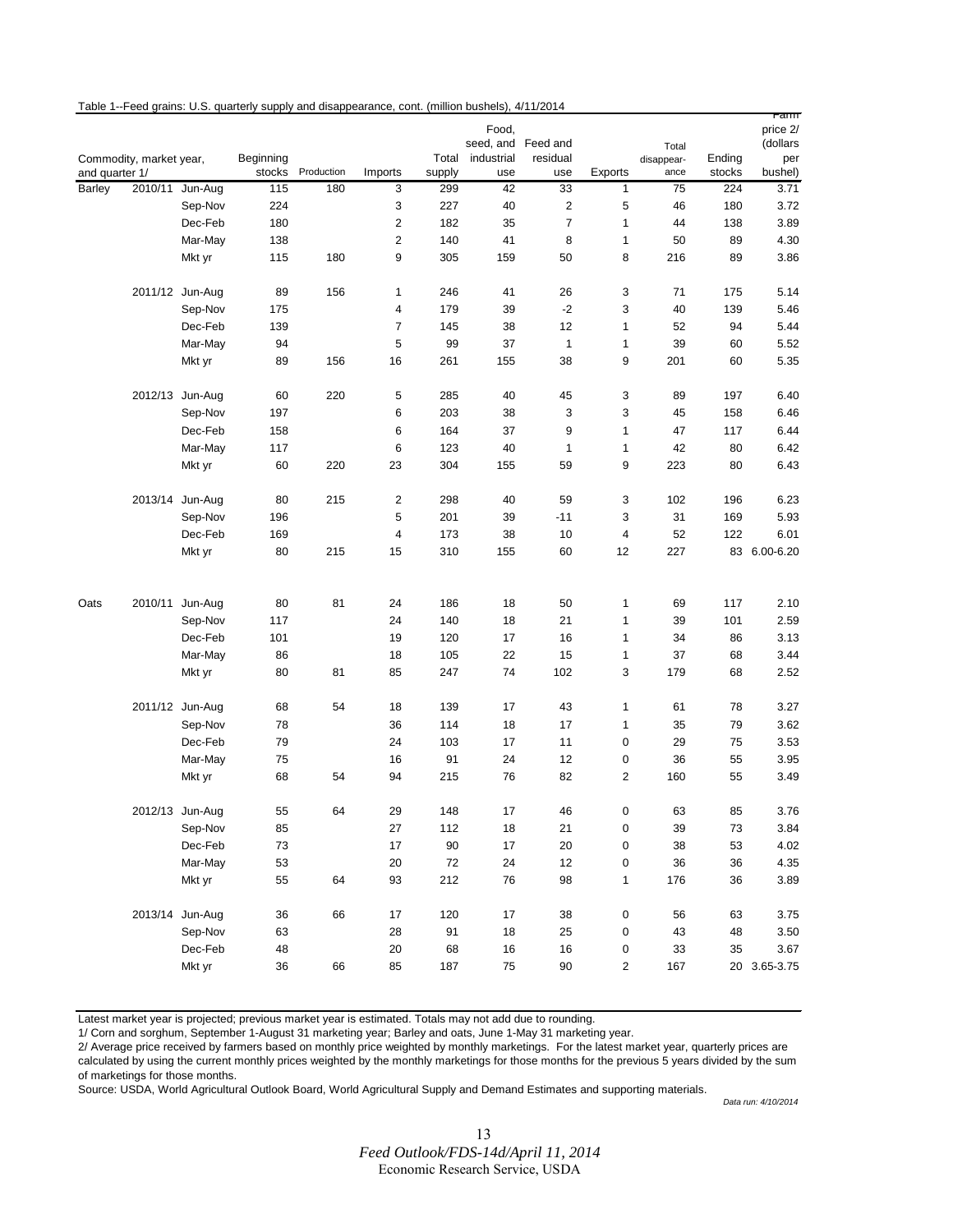Table 1--Feed grains: U.S. quarterly supply and disappearance, cont. (million bushels), 4/11/2014

| Commodity, market year, and quarter 1/ | | | Beginning stocks | Production | Imports | Total supply | Food, seed, and industrial use | Feed and residual use | Exports | Total disappearance | Ending stocks | Farm price 2/ (dollars per bushel) |
|---|---|---|---|---|---|---|---|---|---|---|---|---|
| Barley | 2010/11 | Jun-Aug | 115 | 180 | 3 | 299 | 42 | 33 | 1 | 75 | 224 | 3.71 |
| | | Sep-Nov | 224 | | 3 | 227 | 40 | 2 | 5 | 46 | 180 | 3.72 |
| | | Dec-Feb | 180 | | 2 | 182 | 35 | 7 | 1 | 44 | 138 | 3.89 |
| | | Mar-May | 138 | | 2 | 140 | 41 | 8 | 1 | 50 | 89 | 4.30 |
| | | Mkt yr | 115 | 180 | 9 | 305 | 159 | 50 | 8 | 216 | 89 | 3.86 |
| | 2011/12 | Jun-Aug | 89 | 156 | 1 | 246 | 41 | 26 | 3 | 71 | 175 | 5.14 |
| | | Sep-Nov | 175 | | 4 | 179 | 39 | -2 | 3 | 40 | 139 | 5.46 |
| | | Dec-Feb | 139 | | 7 | 145 | 38 | 12 | 1 | 52 | 94 | 5.44 |
| | | Mar-May | 94 | | 5 | 99 | 37 | 1 | 1 | 39 | 60 | 5.52 |
| | | Mkt yr | 89 | 156 | 16 | 261 | 155 | 38 | 9 | 201 | 60 | 5.35 |
| | 2012/13 | Jun-Aug | 60 | 220 | 5 | 285 | 40 | 45 | 3 | 89 | 197 | 6.40 |
| | | Sep-Nov | 197 | | 6 | 203 | 38 | 3 | 3 | 45 | 158 | 6.46 |
| | | Dec-Feb | 158 | | 6 | 164 | 37 | 9 | 1 | 47 | 117 | 6.44 |
| | | Mar-May | 117 | | 6 | 123 | 40 | 1 | 1 | 42 | 80 | 6.42 |
| | | Mkt yr | 60 | 220 | 23 | 304 | 155 | 59 | 9 | 223 | 80 | 6.43 |
| | 2013/14 | Jun-Aug | 80 | 215 | 2 | 298 | 40 | 59 | 3 | 102 | 196 | 6.23 |
| | | Sep-Nov | 196 | | 5 | 201 | 39 | -11 | 3 | 31 | 169 | 5.93 |
| | | Dec-Feb | 169 | | 4 | 173 | 38 | 10 | 4 | 52 | 122 | 6.01 |
| | | Mkt yr | 80 | 215 | 15 | 310 | 155 | 60 | 12 | 227 | 83 | 6.00-6.20 |
| Oats | 2010/11 | Jun-Aug | 80 | 81 | 24 | 186 | 18 | 50 | 1 | 69 | 117 | 2.10 |
| | | Sep-Nov | 117 | | 24 | 140 | 18 | 21 | 1 | 39 | 101 | 2.59 |
| | | Dec-Feb | 101 | | 19 | 120 | 17 | 16 | 1 | 34 | 86 | 3.13 |
| | | Mar-May | 86 | | 18 | 105 | 22 | 15 | 1 | 37 | 68 | 3.44 |
| | | Mkt yr | 80 | 81 | 85 | 247 | 74 | 102 | 3 | 179 | 68 | 2.52 |
| | 2011/12 | Jun-Aug | 68 | 54 | 18 | 139 | 17 | 43 | 1 | 61 | 78 | 3.27 |
| | | Sep-Nov | 78 | | 36 | 114 | 18 | 17 | 1 | 35 | 79 | 3.62 |
| | | Dec-Feb | 79 | | 24 | 103 | 17 | 11 | 0 | 29 | 75 | 3.53 |
| | | Mar-May | 75 | | 16 | 91 | 24 | 12 | 0 | 36 | 55 | 3.95 |
| | | Mkt yr | 68 | 54 | 94 | 215 | 76 | 82 | 2 | 160 | 55 | 3.49 |
| | 2012/13 | Jun-Aug | 55 | 64 | 29 | 148 | 17 | 46 | 0 | 63 | 85 | 3.76 |
| | | Sep-Nov | 85 | | 27 | 112 | 18 | 21 | 0 | 39 | 73 | 3.84 |
| | | Dec-Feb | 73 | | 17 | 90 | 17 | 20 | 0 | 38 | 53 | 4.02 |
| | | Mar-May | 53 | | 20 | 72 | 24 | 12 | 0 | 36 | 36 | 4.35 |
| | | Mkt yr | 55 | 64 | 93 | 212 | 76 | 98 | 1 | 176 | 36 | 3.89 |
| | 2013/14 | Jun-Aug | 36 | 66 | 17 | 120 | 17 | 38 | 0 | 56 | 63 | 3.75 |
| | | Sep-Nov | 63 | | 28 | 91 | 18 | 25 | 0 | 43 | 48 | 3.50 |
| | | Dec-Feb | 48 | | 20 | 68 | 16 | 16 | 0 | 33 | 35 | 3.67 |
| | | Mkt yr | 36 | 66 | 85 | 187 | 75 | 90 | 2 | 167 | 20 | 3.65-3.75 |

Latest market year is projected; previous market year is estimated. Totals may not add due to rounding.

1/ Corn and sorghum, September 1-August 31 marketing year; Barley and oats, June 1-May 31 marketing year.

2/ Average price received by farmers based on monthly price weighted by monthly marketings. For the latest market year, quarterly prices are calculated by using the current monthly prices weighted by the monthly marketings for those months for the previous 5 years divided by the sum of marketings for those months.

Source: USDA, World Agricultural Outlook Board, World Agricultural Supply and Demand Estimates and supporting materials.

*Data run: 4/10/2014*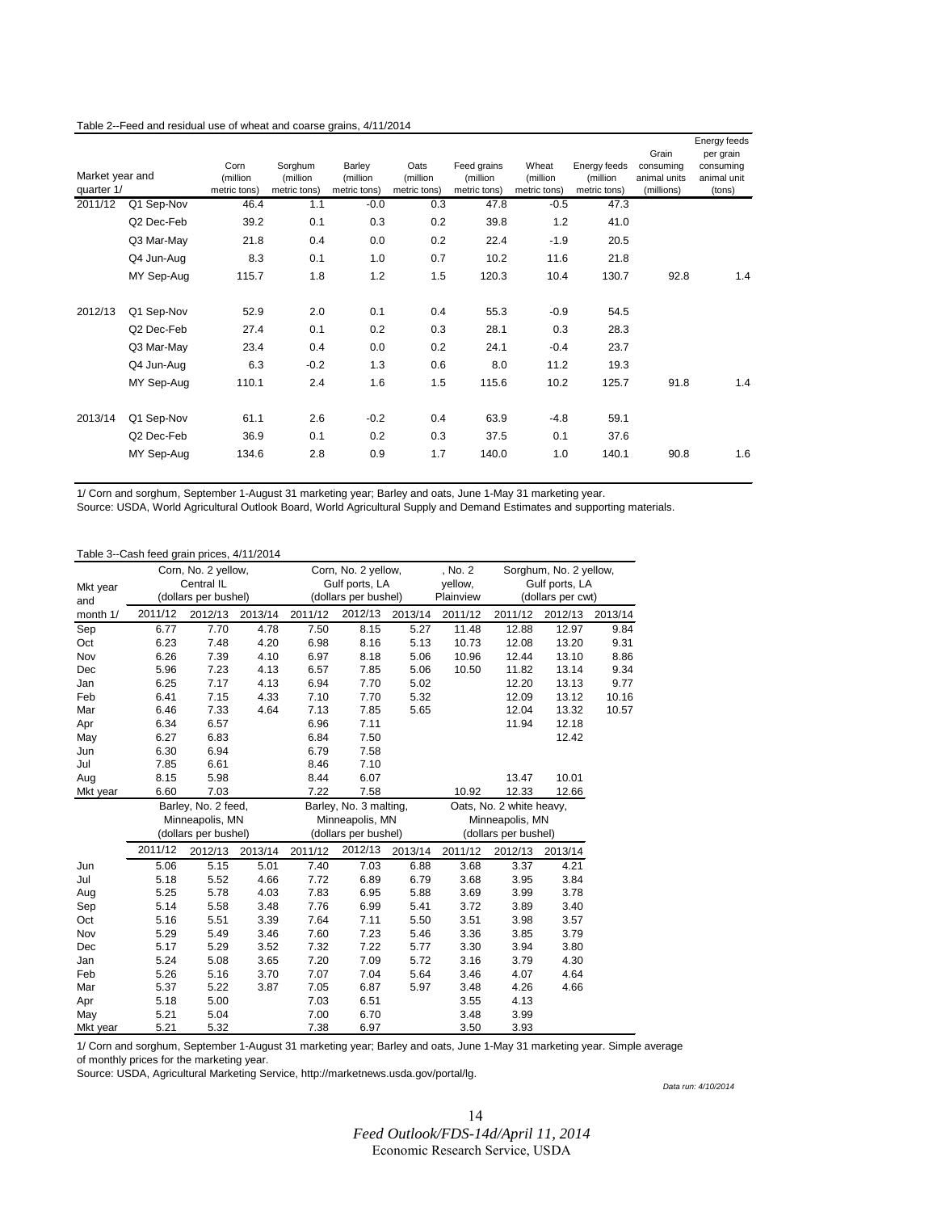Table 2--Feed and residual use of wheat and coarse grains, 4/11/2014

| Market year and quarter 1/ | | Corn (million metric tons) | Sorghum (million metric tons) | Barley (million metric tons) | Oats (million metric tons) | Feed grains (million metric tons) | Wheat (million metric tons) | Energy feeds (million metric tons) | Grain consuming animal units (millions) | Energy feeds per grain consuming animal unit (tons) |
|---|---|---|---|---|---|---|---|---|---|---|
| 2011/12 | Q1 Sep-Nov | 46.4 | 1.1 | -0.0 | 0.3 | 47.8 | -0.5 | 47.3 | | |
| | Q2 Dec-Feb | 39.2 | 0.1 | 0.3 | 0.2 | 39.8 | 1.2 | 41.0 | | |
| | Q3 Mar-May | 21.8 | 0.4 | 0.0 | 0.2 | 22.4 | -1.9 | 20.5 | | |
| | Q4 Jun-Aug | 8.3 | 0.1 | 1.0 | 0.7 | 10.2 | 11.6 | 21.8 | | |
| | MY Sep-Aug | 115.7 | 1.8 | 1.2 | 1.5 | 120.3 | 10.4 | 130.7 | 92.8 | 1.4 |
| 2012/13 | Q1 Sep-Nov | 52.9 | 2.0 | 0.1 | 0.4 | 55.3 | -0.9 | 54.5 | | |
| | Q2 Dec-Feb | 27.4 | 0.1 | 0.2 | 0.3 | 28.1 | 0.3 | 28.3 | | |
| | Q3 Mar-May | 23.4 | 0.4 | 0.0 | 0.2 | 24.1 | -0.4 | 23.7 | | |
| | Q4 Jun-Aug | 6.3 | -0.2 | 1.3 | 0.6 | 8.0 | 11.2 | 19.3 | | |
| | MY Sep-Aug | 110.1 | 2.4 | 1.6 | 1.5 | 115.6 | 10.2 | 125.7 | 91.8 | 1.4 |
| 2013/14 | Q1 Sep-Nov | 61.1 | 2.6 | -0.2 | 0.4 | 63.9 | -4.8 | 59.1 | | |
| | Q2 Dec-Feb | 36.9 | 0.1 | 0.2 | 0.3 | 37.5 | 0.1 | 37.6 | | |
| | MY Sep-Aug | 134.6 | 2.8 | 0.9 | 1.7 | 140.0 | 1.0 | 140.1 | 90.8 | 1.6 |

1/ Corn and sorghum, September 1-August 31 marketing year; Barley and oats, June 1-May 31 marketing year.
Source: USDA, World Agricultural Outlook Board, World Agricultural Supply and Demand Estimates and supporting materials.

Table 3--Cash feed grain prices, 4/11/2014

| Mkt year and month 1/ | Corn, No. 2 yellow, Central IL (dollars per bushel) | | | Corn, No. 2 yellow, Gulf ports, LA (dollars per bushel) | | | , No. 2 yellow, Plainview | Sorghum, No. 2 yellow, Gulf ports, LA (dollars per cwt) | | |
|---|---|---|---|---|---|---|---|---|---|---|
| | 2011/12 | 2012/13 | 2013/14 | 2011/12 | 2012/13 | 2013/14 | 2011/12 | 2011/12 | 2012/13 | 2013/14 |
| Sep | 6.77 | 7.70 | 4.78 | 7.50 | 8.15 | 5.27 | 11.48 | 12.88 | 12.97 | 9.84 |
| Oct | 6.23 | 7.48 | 4.20 | 6.98 | 8.16 | 5.13 | 10.73 | 12.08 | 13.20 | 9.31 |
| Nov | 6.26 | 7.39 | 4.10 | 6.97 | 8.18 | 5.06 | 10.96 | 12.44 | 13.10 | 8.86 |
| Dec | 5.96 | 7.23 | 4.13 | 6.57 | 7.85 | 5.06 | 10.50 | 11.82 | 13.14 | 9.34 |
| Jan | 6.25 | 7.17 | 4.13 | 6.94 | 7.70 | 5.02 | | 12.20 | 13.13 | 9.77 |
| Feb | 6.41 | 7.15 | 4.33 | 7.10 | 7.70 | 5.32 | | 12.09 | 13.12 | 10.16 |
| Mar | 6.46 | 7.33 | 4.64 | 7.13 | 7.85 | 5.65 | | 12.04 | 13.32 | 10.57 |
| Apr | 6.34 | 6.57 | | 6.96 | 7.11 | | | 11.94 | 12.18 | |
| May | 6.27 | 6.83 | | 6.84 | 7.50 | | | | 12.42 | |
| Jun | 6.30 | 6.94 | | 6.79 | 7.58 | | | | | |
| Jul | 7.85 | 6.61 | | 8.46 | 7.10 | | | | | |
| Aug | 8.15 | 5.98 | | 8.44 | 6.07 | | | 13.47 | 10.01 | |
| Mkt year | 6.60 | 7.03 | | 7.22 | 7.58 | | 10.92 | 12.33 | 12.66 | |

| | Barley, No. 2 feed, Minneapolis, MN (dollars per bushel) | | | Barley, No. 3 malting, Minneapolis, MN (dollars per bushel) | | | Oats, No. 2 white heavy, Minneapolis, MN (dollars per bushel) | | |
|---|---|---|---|---|---|---|---|---|---|
| | 2011/12 | 2012/13 | 2013/14 | 2011/12 | 2012/13 | 2013/14 | 2011/12 | 2012/13 | 2013/14 |
| Jun | 5.06 | 5.15 | 5.01 | 7.40 | 7.03 | 6.88 | 3.68 | 3.37 | 4.21 |
| Jul | 5.18 | 5.52 | 4.66 | 7.72 | 6.89 | 6.79 | 3.68 | 3.95 | 3.84 |
| Aug | 5.25 | 5.78 | 4.03 | 7.83 | 6.95 | 5.88 | 3.69 | 3.99 | 3.78 |
| Sep | 5.14 | 5.58 | 3.48 | 7.76 | 6.99 | 5.41 | 3.72 | 3.89 | 3.40 |
| Oct | 5.16 | 5.51 | 3.39 | 7.64 | 7.11 | 5.50 | 3.51 | 3.98 | 3.57 |
| Nov | 5.29 | 5.49 | 3.46 | 7.60 | 7.23 | 5.46 | 3.36 | 3.85 | 3.79 |
| Dec | 5.17 | 5.29 | 3.52 | 7.32 | 7.22 | 5.77 | 3.30 | 3.94 | 3.80 |
| Jan | 5.24 | 5.08 | 3.65 | 7.20 | 7.09 | 5.72 | 3.16 | 3.79 | 4.30 |
| Feb | 5.26 | 5.16 | 3.70 | 7.07 | 7.04 | 5.64 | 3.46 | 4.07 | 4.64 |
| Mar | 5.37 | 5.22 | 3.87 | 7.05 | 6.87 | 5.97 | 3.48 | 4.26 | 4.66 |
| Apr | 5.18 | 5.00 | | 7.03 | 6.51 | | 3.55 | 4.13 | |
| May | 5.21 | 5.04 | | 7.00 | 6.70 | | 3.48 | 3.99 | |
| Mkt year | 5.21 | 5.32 | | 7.38 | 6.97 | | 3.50 | 3.93 | |

1/ Corn and sorghum, September 1-August 31 marketing year; Barley and oats, June 1-May 31 marketing year. Simple average of monthly prices for the marketing year.
Source: USDA, Agricultural Marketing Service, http://marketnews.usda.gov/portal/lg.

*Data run: 4/10/2014*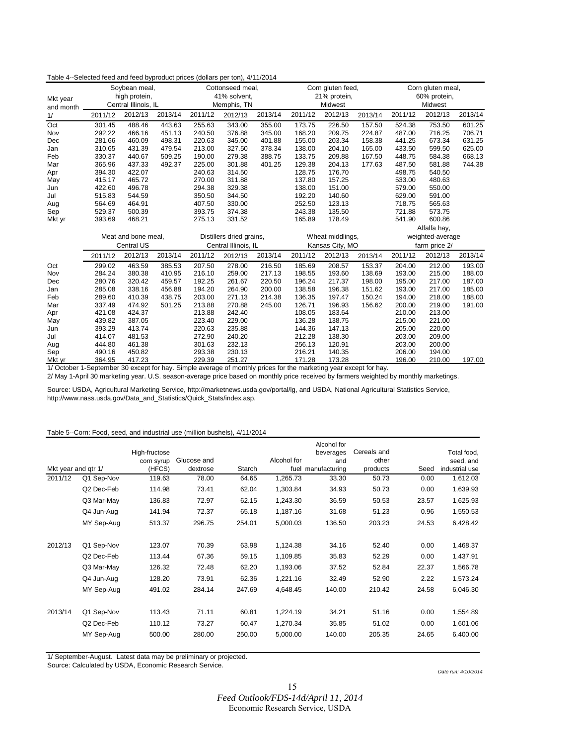Table 4--Selected feed and feed byproduct prices (dollars per ton), 4/11/2014

| Mkt year and month 1/ | Soybean meal, high protein, Central Illinois, IL | | | Cottonseed meal, 41% solvent, Memphis, TN | | | Corn gluten feed, 21% protein, Midwest | | | Corn gluten meal, 60% protein, Midwest | | |
|---|---|---|---|---|---|---|---|---|---|---|---|---|
| | 2011/12 | 2012/13 | 2013/14 | 2011/12 | 2012/13 | 2013/14 | 2011/12 | 2012/13 | 2013/14 | 2011/12 | 2012/13 | 2013/14 |
| Oct | 301.45 | 488.46 | 443.63 | 255.63 | 343.00 | 355.00 | 173.75 | 226.50 | 157.50 | 524.38 | 753.50 | 601.25 |
| Nov | 292.22 | 466.16 | 451.13 | 240.50 | 376.88 | 345.00 | 168.20 | 209.75 | 224.87 | 487.00 | 716.25 | 706.71 |
| Dec | 281.66 | 460.09 | 498.31 | 220.63 | 345.00 | 401.88 | 155.00 | 203.34 | 158.38 | 441.25 | 673.34 | 631.25 |
| Jan | 310.65 | 431.39 | 479.54 | 213.00 | 327.50 | 378.34 | 138.00 | 204.10 | 165.00 | 433.50 | 599.50 | 625.00 |
| Feb | 330.37 | 440.67 | 509.25 | 190.00 | 279.38 | 388.75 | 133.75 | 209.88 | 167.50 | 448.75 | 584.38 | 668.13 |
| Mar | 365.96 | 437.33 | 492.37 | 225.00 | 301.88 | 401.25 | 129.38 | 204.13 | 177.63 | 487.50 | 581.88 | 744.38 |
| Apr | 394.30 | 422.07 | | 240.63 | 314.50 | | 128.75 | 176.70 | | 498.75 | 540.50 | |
| May | 415.17 | 465.72 | | 270.00 | 311.88 | | 137.80 | 157.25 | | 533.00 | 480.63 | |
| Jun | 422.60 | 496.78 | | 294.38 | 329.38 | | 138.00 | 151.00 | | 579.00 | 550.00 | |
| Jul | 515.83 | 544.59 | | 350.50 | 344.50 | | 192.20 | 140.60 | | 629.00 | 591.00 | |
| Aug | 564.69 | 464.91 | | 407.50 | 330.00 | | 252.50 | 123.13 | | 718.75 | 565.63 | |
| Sep | 529.37 | 500.39 | | 393.75 | 374.38 | | 243.38 | 135.50 | | 721.88 | 573.75 | |
| Mkt yr | 393.69 | 468.21 | | 275.13 | 331.52 | | 165.89 | 178.49 | | 541.90 | 600.86 | |
| | Meat and bone meal, Central US | | | Distillers dried grains, Central Illinois, IL | | | Wheat middlings, Kansas City, MO | | | Alfalfa hay, weighted-average farm price 2/ | | |
| | 2011/12 | 2012/13 | 2013/14 | 2011/12 | 2012/13 | 2013/14 | 2011/12 | 2012/13 | 2013/14 | 2011/12 | 2012/13 | 2013/14 |
| Oct | 299.02 | 463.59 | 385.53 | 207.50 | 278.00 | 216.50 | 185.69 | 208.57 | 153.37 | 204.00 | 212.00 | 193.00 |
| Nov | 284.24 | 380.38 | 410.95 | 216.10 | 259.00 | 217.13 | 198.55 | 193.60 | 138.69 | 193.00 | 215.00 | 188.00 |
| Dec | 280.76 | 320.42 | 459.57 | 192.25 | 261.67 | 220.50 | 196.24 | 217.37 | 198.00 | 195.00 | 217.00 | 187.00 |
| Jan | 285.08 | 338.16 | 456.88 | 194.20 | 264.90 | 200.00 | 138.58 | 196.38 | 151.62 | 193.00 | 217.00 | 185.00 |
| Feb | 289.60 | 410.39 | 438.75 | 203.00 | 271.13 | 214.38 | 136.35 | 197.47 | 150.24 | 194.00 | 218.00 | 188.00 |
| Mar | 337.49 | 474.92 | 501.25 | 213.88 | 270.88 | 245.00 | 126.71 | 196.93 | 156.62 | 200.00 | 219.00 | 191.00 |
| Apr | 421.08 | 424.37 | | 213.88 | 242.40 | | 108.05 | 183.64 | | 210.00 | 213.00 | |
| May | 439.82 | 387.05 | | 223.40 | 229.00 | | 136.28 | 138.75 | | 215.00 | 221.00 | |
| Jun | 393.29 | 413.74 | | 220.63 | 235.88 | | 144.36 | 147.13 | | 205.00 | 220.00 | |
| Jul | 414.07 | 481.53 | | 272.90 | 240.20 | | 212.28 | 138.30 | | 203.00 | 209.00 | |
| Aug | 444.80 | 461.38 | | 301.63 | 232.13 | | 256.13 | 120.91 | | 203.00 | 200.00 | |
| Sep | 490.16 | 450.82 | | 293.38 | 230.13 | | 216.21 | 140.35 | | 206.00 | 194.00 | |
| Mkt yr | 364.95 | 417.23 | | 229.39 | 251.27 | | 171.28 | 173.28 | | 196.00 | 210.00 | 197.00 |

1/ October 1-September 30 except for hay. Simple average of monthly prices for the marketing year except for hay.

2/ May 1-April 30 marketing year. U.S. season-average price based on monthly price received by farmers weighted by monthly marketings.

Source: USDA, Agricultural Marketing Service, http://marketnews.usda.gov/portal/lg, and USDA, National Agricultural Statistics Service, http://www.nass.usda.gov/Data_and_Statistics/Quick_Stats/index.asp.

Table 5--Corn: Food, seed, and industrial use (million bushels), 4/11/2014

| Mkt year and qtr 1/ | | High-fructose corn syrup (HFCS) | Glucose and dextrose | Starch | Alcohol for fuel | Alcohol for beverages and manufacturing | Cereals and other products | Seed | Total food, seed, and industrial use |
|---|---|---|---|---|---|---|---|---|---|
| 2011/12 | Q1 Sep-Nov | 119.63 | 78.00 | 64.65 | 1,265.73 | 33.30 | 50.73 | 0.00 | 1,612.03 |
| | Q2 Dec-Feb | 114.98 | 73.41 | 62.04 | 1,303.84 | 34.93 | 50.73 | 0.00 | 1,639.93 |
| | Q3 Mar-May | 136.83 | 72.97 | 62.15 | 1,243.30 | 36.59 | 50.53 | 23.57 | 1,625.93 |
| | Q4 Jun-Aug | 141.94 | 72.37 | 65.18 | 1,187.16 | 31.68 | 51.23 | 0.96 | 1,550.53 |
| | MY Sep-Aug | 513.37 | 296.75 | 254.01 | 5,000.03 | 136.50 | 203.23 | 24.53 | 6,428.42 |
| 2012/13 | Q1 Sep-Nov | 123.07 | 70.39 | 63.98 | 1,124.38 | 34.16 | 52.40 | 0.00 | 1,468.37 |
| | Q2 Dec-Feb | 113.44 | 67.36 | 59.15 | 1,109.85 | 35.83 | 52.29 | 0.00 | 1,437.91 |
| | Q3 Mar-May | 126.32 | 72.48 | 62.20 | 1,193.06 | 37.52 | 52.84 | 22.37 | 1,566.78 |
| | Q4 Jun-Aug | 128.20 | 73.91 | 62.36 | 1,221.16 | 32.49 | 52.90 | 2.22 | 1,573.24 |
| | MY Sep-Aug | 491.02 | 284.14 | 247.69 | 4,648.45 | 140.00 | 210.42 | 24.58 | 6,046.30 |
| 2013/14 | Q1 Sep-Nov | 113.43 | 71.11 | 60.81 | 1,224.19 | 34.21 | 51.16 | 0.00 | 1,554.89 |
| | Q2 Dec-Feb | 110.12 | 73.27 | 60.47 | 1,270.34 | 35.85 | 51.02 | 0.00 | 1,601.06 |
| | MY Sep-Aug | 500.00 | 280.00 | 250.00 | 5,000.00 | 140.00 | 205.35 | 24.65 | 6,400.00 |

1/ September-August. Latest data may be preliminary or projected.

Source: Calculated by USDA, Economic Research Service.

Date run: 4/10/2014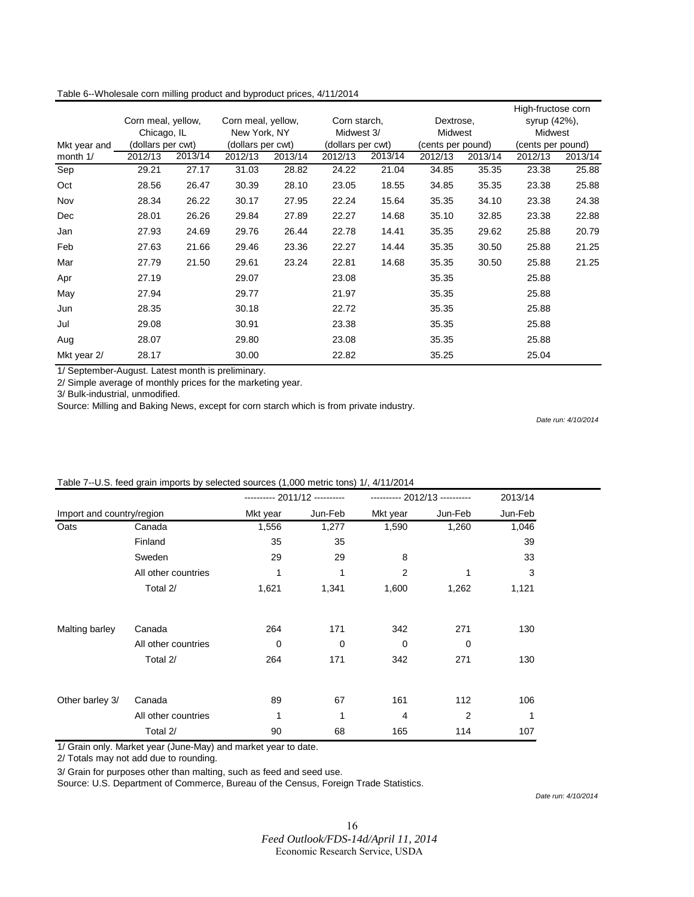Table 6--Wholesale corn milling product and byproduct prices, 4/11/2014

| Mkt year and month 1/ | Corn meal, yellow, Chicago, IL (dollars per cwt) | | Corn meal, yellow, New York, NY (dollars per cwt) | | Corn starch, Midwest 3/ (dollars per cwt) | | Dextrose, Midwest (cents per pound) | | High-fructose corn syrup (42%), Midwest (cents per pound) | |
|---|---|---|---|---|---|---|---|---|---|---|
| | 2012/13 | 2013/14 | 2012/13 | 2013/14 | 2012/13 | 2013/14 | 2012/13 | 2013/14 | 2012/13 | 2013/14 |
| Sep | 29.21 | 27.17 | 31.03 | 28.82 | 24.22 | 21.04 | 34.85 | 35.35 | 23.38 | 25.88 |
| Oct | 28.56 | 26.47 | 30.39 | 28.10 | 23.05 | 18.55 | 34.85 | 35.35 | 23.38 | 25.88 |
| Nov | 28.34 | 26.22 | 30.17 | 27.95 | 22.24 | 15.64 | 35.35 | 34.10 | 23.38 | 24.38 |
| Dec | 28.01 | 26.26 | 29.84 | 27.89 | 22.27 | 14.68 | 35.10 | 32.85 | 23.38 | 22.88 |
| Jan | 27.93 | 24.69 | 29.76 | 26.44 | 22.78 | 14.41 | 35.35 | 29.62 | 25.88 | 20.79 |
| Feb | 27.63 | 21.66 | 29.46 | 23.36 | 22.27 | 14.44 | 35.35 | 30.50 | 25.88 | 21.25 |
| Mar | 27.79 | 21.50 | 29.61 | 23.24 | 22.81 | 14.68 | 35.35 | 30.50 | 25.88 | 21.25 |
| Apr | 27.19 | | 29.07 | | 23.08 | | 35.35 | | 25.88 | |
| May | 27.94 | | 29.77 | | 21.97 | | 35.35 | | 25.88 | |
| Jun | 28.35 | | 30.18 | | 22.72 | | 35.35 | | 25.88 | |
| Jul | 29.08 | | 30.91 | | 23.38 | | 35.35 | | 25.88 | |
| Aug | 28.07 | | 29.80 | | 23.08 | | 35.35 | | 25.88 | |
| Mkt year 2/ | 28.17 | | 30.00 | | 22.82 | | 35.25 | | 25.04 | |

1/ September-August. Latest month is preliminary.

2/ Simple average of monthly prices for the marketing year.

3/ Bulk-industrial, unmodified.

Source: Milling and Baking News, except for corn starch which is from private industry.

*Date run: 4/10/2014*

Table 7--U.S. feed grain imports by selected sources (1,000 metric tons) 1/, 4/11/2014

| Import and country/region | | 2011/12 Mkt year | 2011/12 Jun-Feb | 2012/13 Mkt year | 2012/13 Jun-Feb | 2013/14 Jun-Feb |
|---|---|---|---|---|---|---|
| Oats | Canada | 1,556 | 1,277 | 1,590 | 1,260 | 1,046 |
| | Finland | 35 | 35 | | | 39 |
| | Sweden | 29 | 29 | 8 | | 33 |
| | All other countries | 1 | 1 | 2 | 1 | 3 |
| | Total 2/ | 1,621 | 1,341 | 1,600 | 1,262 | 1,121 |
| Malting barley | Canada | 264 | 171 | 342 | 271 | 130 |
| | All other countries | 0 | 0 | 0 | 0 | |
| | Total 2/ | 264 | 171 | 342 | 271 | 130 |
| Other barley 3/ | Canada | 89 | 67 | 161 | 112 | 106 |
| | All other countries | 1 | 1 | 4 | 2 | 1 |
| | Total 2/ | 90 | 68 | 165 | 114 | 107 |

1/ Grain only. Market year (June-May) and market year to date.

2/ Totals may not add due to rounding.

3/ Grain for purposes other than malting, such as feed and seed use.

Source: U.S. Department of Commerce, Bureau of the Census, Foreign Trade Statistics.

*Date run: 4/10/2014*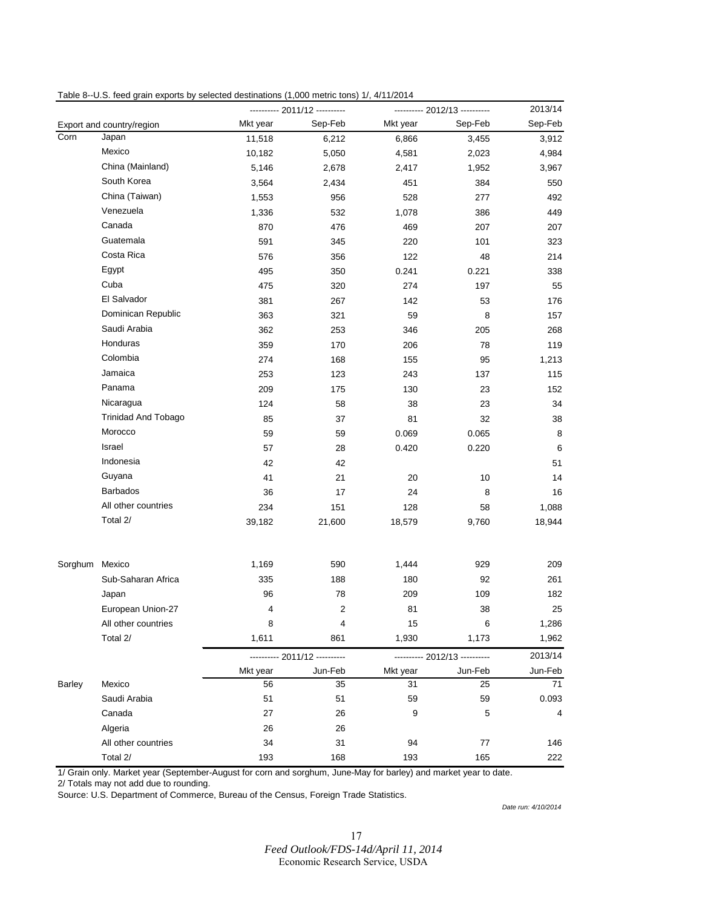Table 8--U.S. feed grain exports by selected destinations (1,000 metric tons) 1/, 4/11/2014

| Export and country/region | | 2011/12 Mkt year | 2011/12 Sep-Feb | 2012/13 Mkt year | 2012/13 Sep-Feb | 2013/14 Sep-Feb |
|---|---|---|---|---|---|---|
| Corn | Japan | 11,518 | 6,212 | 6,866 | 3,455 | 3,912 |
| | Mexico | 10,182 | 5,050 | 4,581 | 2,023 | 4,984 |
| | China (Mainland) | 5,146 | 2,678 | 2,417 | 1,952 | 3,967 |
| | South Korea | 3,564 | 2,434 | 451 | 384 | 550 |
| | China (Taiwan) | 1,553 | 956 | 528 | 277 | 492 |
| | Venezuela | 1,336 | 532 | 1,078 | 386 | 449 |
| | Canada | 870 | 476 | 469 | 207 | 207 |
| | Guatemala | 591 | 345 | 220 | 101 | 323 |
| | Costa Rica | 576 | 356 | 122 | 48 | 214 |
| | Egypt | 495 | 350 | 0.241 | 0.221 | 338 |
| | Cuba | 475 | 320 | 274 | 197 | 55 |
| | El Salvador | 381 | 267 | 142 | 53 | 176 |
| | Dominican Republic | 363 | 321 | 59 | 8 | 157 |
| | Saudi Arabia | 362 | 253 | 346 | 205 | 268 |
| | Honduras | 359 | 170 | 206 | 78 | 119 |
| | Colombia | 274 | 168 | 155 | 95 | 1,213 |
| | Jamaica | 253 | 123 | 243 | 137 | 115 |
| | Panama | 209 | 175 | 130 | 23 | 152 |
| | Nicaragua | 124 | 58 | 38 | 23 | 34 |
| | Trinidad And Tobago | 85 | 37 | 81 | 32 | 38 |
| | Morocco | 59 | 59 | 0.069 | 0.065 | 8 |
| | Israel | 57 | 28 | 0.420 | 0.220 | 6 |
| | Indonesia | 42 | 42 | | | 51 |
| | Guyana | 41 | 21 | 20 | 10 | 14 |
| | Barbados | 36 | 17 | 24 | 8 | 16 |
| | All other countries | 234 | 151 | 128 | 58 | 1,088 |
| | Total 2/ | 39,182 | 21,600 | 18,579 | 9,760 | 18,944 |
| Sorghum | Mexico | 1,169 | 590 | 1,444 | 929 | 209 |
| | Sub-Saharan Africa | 335 | 188 | 180 | 92 | 261 |
| | Japan | 96 | 78 | 209 | 109 | 182 |
| | European Union-27 | 4 | 2 | 81 | 38 | 25 |
| | All other countries | 8 | 4 | 15 | 6 | 1,286 |
| | Total 2/ | 1,611 | 861 | 1,930 | 1,173 | 1,962 |
| | | 2011/12 Mkt year | 2011/12 Jun-Feb | 2012/13 Mkt year | 2012/13 Jun-Feb | 2013/14 Jun-Feb |
| Barley | Mexico | 56 | 35 | 31 | 25 | 71 |
| | Saudi Arabia | 51 | 51 | 59 | 59 | 0.093 |
| | Canada | 27 | 26 | 9 | 5 | 4 |
| | Algeria | 26 | 26 | | | |
| | All other countries | 34 | 31 | 94 | 77 | 146 |
| | Total 2/ | 193 | 168 | 193 | 165 | 222 |

1/ Grain only. Market year (September-August for corn and sorghum, June-May for barley) and market year to date.
2/ Totals may not add due to rounding.
Source: U.S. Department of Commerce, Bureau of the Census, Foreign Trade Statistics.

*Date run: 4/10/2014*